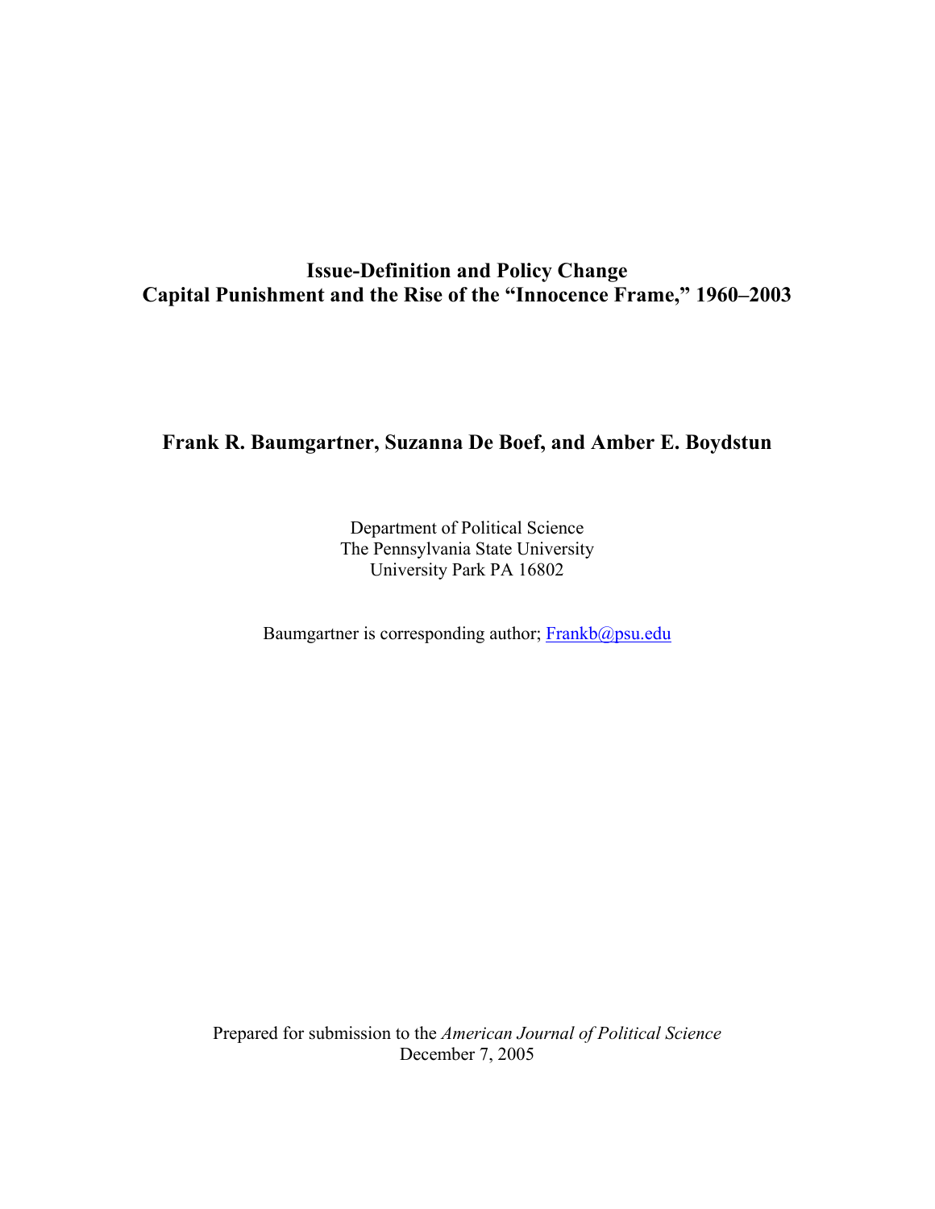# Issue-Definition and Policy Change
# Capital Punishment and the Rise of the "Innocence Frame," 1960–2003

**Frank R. Baumgartner, Suzanna De Boef, and Amber E. Boydstun**

Department of Political Science
The Pennsylvania State University
University Park PA 16802

Baumgartner is corresponding author; Frankb@psu.edu

Prepared for submission to the *American Journal of Political Science*
December 7, 2005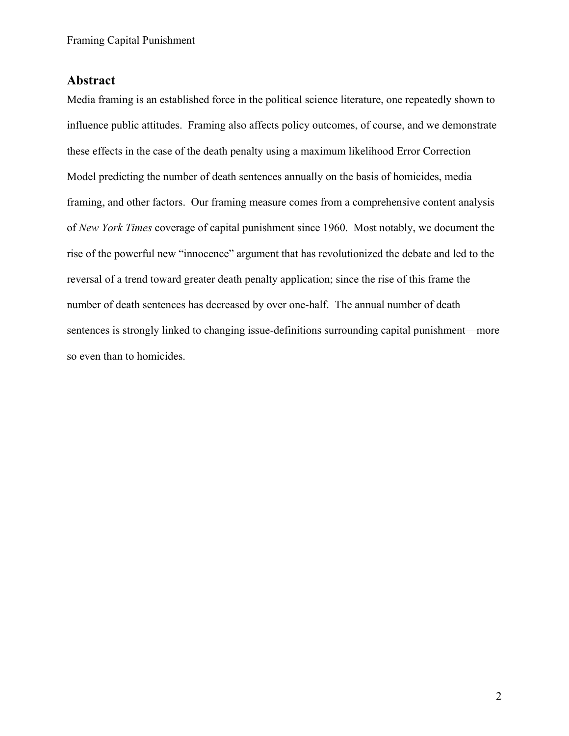## Abstract

Media framing is an established force in the political science literature, one repeatedly shown to influence public attitudes. Framing also affects policy outcomes, of course, and we demonstrate these effects in the case of the death penalty using a maximum likelihood Error Correction Model predicting the number of death sentences annually on the basis of homicides, media framing, and other factors. Our framing measure comes from a comprehensive content analysis of *New York Times* coverage of capital punishment since 1960. Most notably, we document the rise of the powerful new "innocence" argument that has revolutionized the debate and led to the reversal of a trend toward greater death penalty application; since the rise of this frame the number of death sentences has decreased by over one-half. The annual number of death sentences is strongly linked to changing issue-definitions surrounding capital punishment—more so even than to homicides.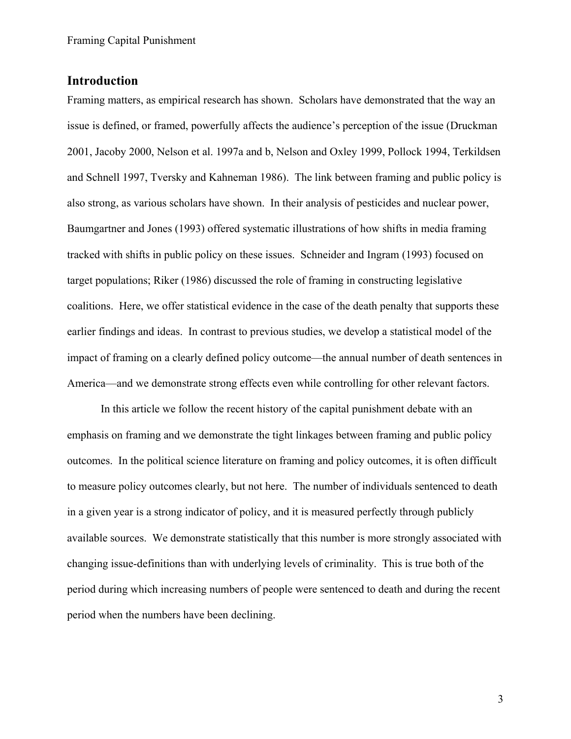## Introduction

Framing matters, as empirical research has shown. Scholars have demonstrated that the way an issue is defined, or framed, powerfully affects the audience's perception of the issue (Druckman 2001, Jacoby 2000, Nelson et al. 1997a and b, Nelson and Oxley 1999, Pollock 1994, Terkildsen and Schnell 1997, Tversky and Kahneman 1986). The link between framing and public policy is also strong, as various scholars have shown. In their analysis of pesticides and nuclear power, Baumgartner and Jones (1993) offered systematic illustrations of how shifts in media framing tracked with shifts in public policy on these issues. Schneider and Ingram (1993) focused on target populations; Riker (1986) discussed the role of framing in constructing legislative coalitions. Here, we offer statistical evidence in the case of the death penalty that supports these earlier findings and ideas. In contrast to previous studies, we develop a statistical model of the impact of framing on a clearly defined policy outcome—the annual number of death sentences in America—and we demonstrate strong effects even while controlling for other relevant factors.

In this article we follow the recent history of the capital punishment debate with an emphasis on framing and we demonstrate the tight linkages between framing and public policy outcomes. In the political science literature on framing and policy outcomes, it is often difficult to measure policy outcomes clearly, but not here. The number of individuals sentenced to death in a given year is a strong indicator of policy, and it is measured perfectly through publicly available sources. We demonstrate statistically that this number is more strongly associated with changing issue-definitions than with underlying levels of criminality. This is true both of the period during which increasing numbers of people were sentenced to death and during the recent period when the numbers have been declining.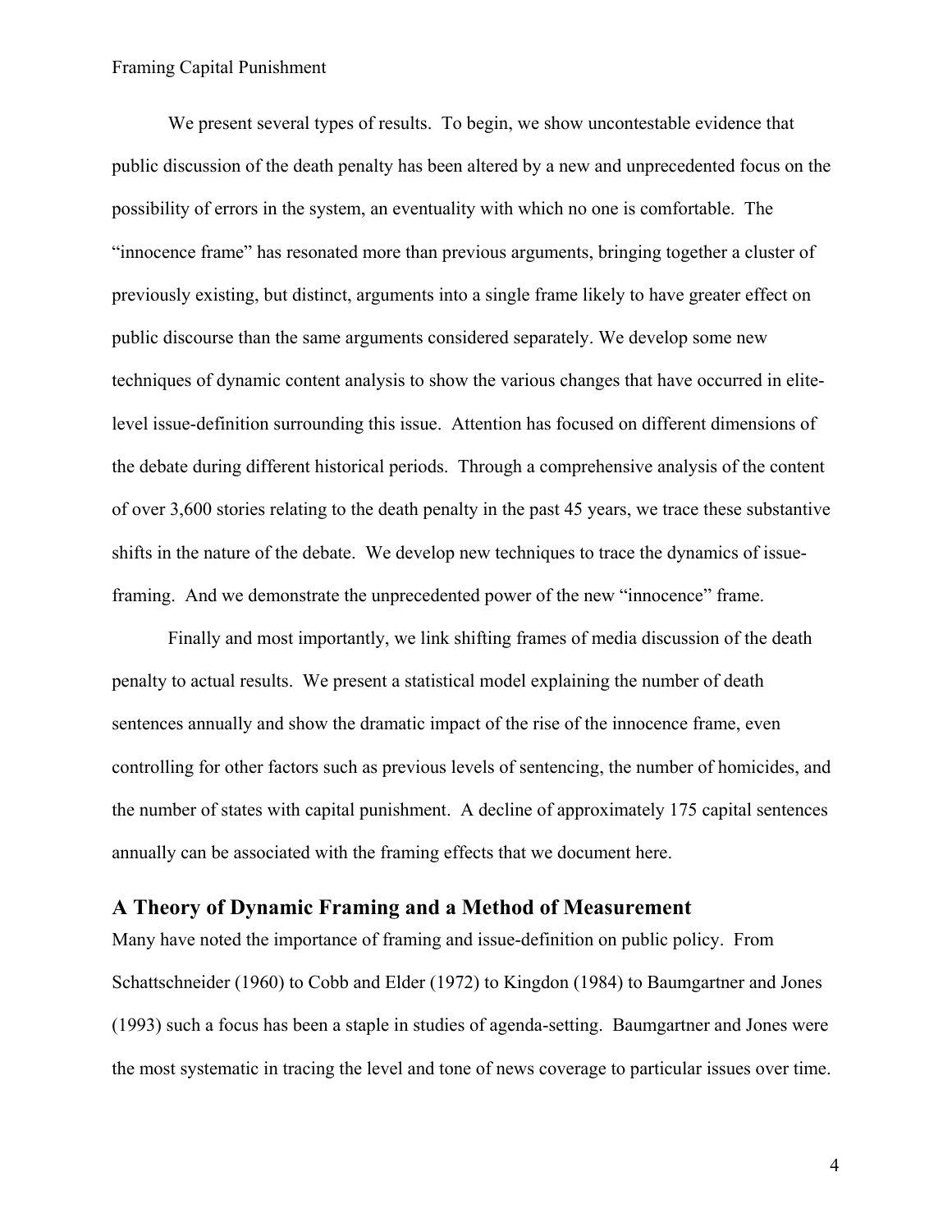We present several types of results. To begin, we show uncontestable evidence that public discussion of the death penalty has been altered by a new and unprecedented focus on the possibility of errors in the system, an eventuality with which no one is comfortable. The "innocence frame" has resonated more than previous arguments, bringing together a cluster of previously existing, but distinct, arguments into a single frame likely to have greater effect on public discourse than the same arguments considered separately. We develop some new techniques of dynamic content analysis to show the various changes that have occurred in elite-level issue-definition surrounding this issue. Attention has focused on different dimensions of the debate during different historical periods. Through a comprehensive analysis of the content of over 3,600 stories relating to the death penalty in the past 45 years, we trace these substantive shifts in the nature of the debate. We develop new techniques to trace the dynamics of issue-framing. And we demonstrate the unprecedented power of the new "innocence" frame.

Finally and most importantly, we link shifting frames of media discussion of the death penalty to actual results. We present a statistical model explaining the number of death sentences annually and show the dramatic impact of the rise of the innocence frame, even controlling for other factors such as previous levels of sentencing, the number of homicides, and the number of states with capital punishment. A decline of approximately 175 capital sentences annually can be associated with the framing effects that we document here.

## A Theory of Dynamic Framing and a Method of Measurement

Many have noted the importance of framing and issue-definition on public policy. From Schattschneider (1960) to Cobb and Elder (1972) to Kingdon (1984) to Baumgartner and Jones (1993) such a focus has been a staple in studies of agenda-setting. Baumgartner and Jones were the most systematic in tracing the level and tone of news coverage to particular issues over time.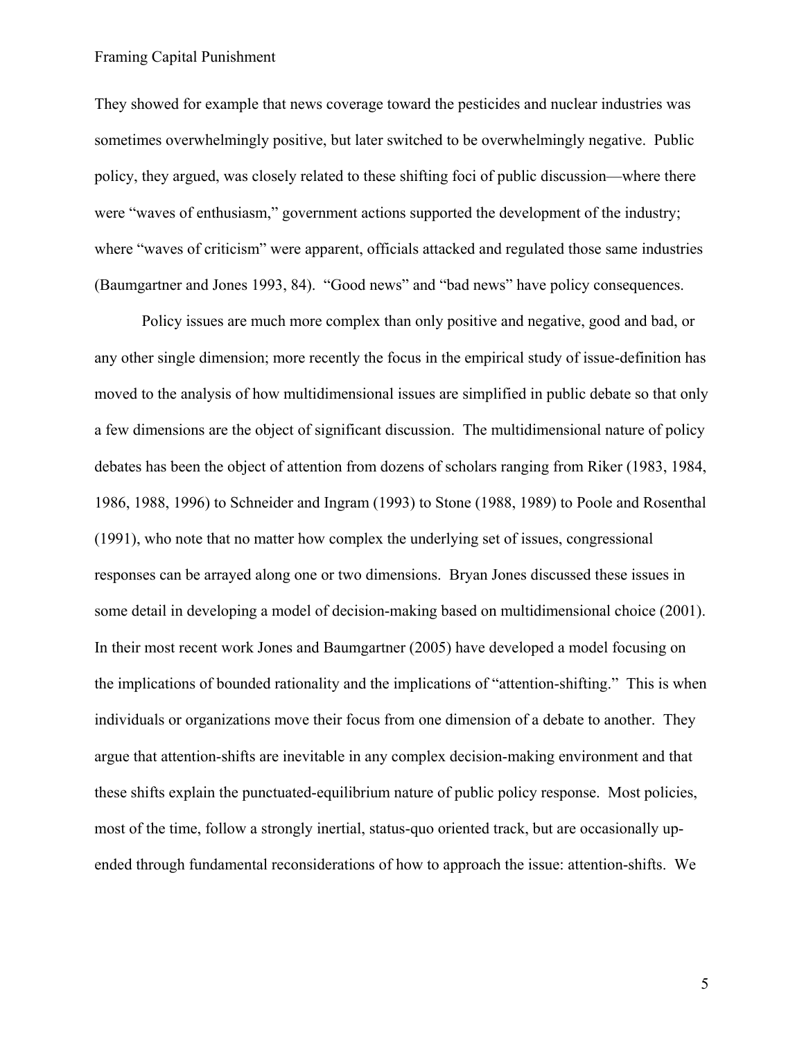They showed for example that news coverage toward the pesticides and nuclear industries was sometimes overwhelmingly positive, but later switched to be overwhelmingly negative. Public policy, they argued, was closely related to these shifting foci of public discussion—where there were "waves of enthusiasm," government actions supported the development of the industry; where "waves of criticism" were apparent, officials attacked and regulated those same industries (Baumgartner and Jones 1993, 84). "Good news" and "bad news" have policy consequences.

Policy issues are much more complex than only positive and negative, good and bad, or any other single dimension; more recently the focus in the empirical study of issue-definition has moved to the analysis of how multidimensional issues are simplified in public debate so that only a few dimensions are the object of significant discussion. The multidimensional nature of policy debates has been the object of attention from dozens of scholars ranging from Riker (1983, 1984, 1986, 1988, 1996) to Schneider and Ingram (1993) to Stone (1988, 1989) to Poole and Rosenthal (1991), who note that no matter how complex the underlying set of issues, congressional responses can be arrayed along one or two dimensions. Bryan Jones discussed these issues in some detail in developing a model of decision-making based on multidimensional choice (2001). In their most recent work Jones and Baumgartner (2005) have developed a model focusing on the implications of bounded rationality and the implications of "attention-shifting." This is when individuals or organizations move their focus from one dimension of a debate to another. They argue that attention-shifts are inevitable in any complex decision-making environment and that these shifts explain the punctuated-equilibrium nature of public policy response. Most policies, most of the time, follow a strongly inertial, status-quo oriented track, but are occasionally up-ended through fundamental reconsiderations of how to approach the issue: attention-shifts. We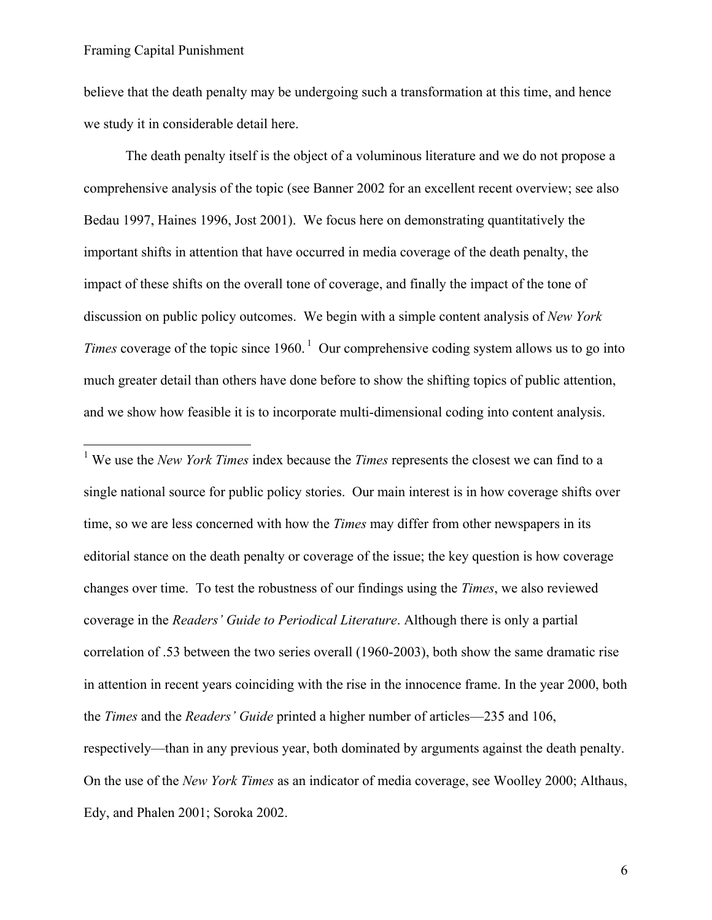believe that the death penalty may be undergoing such a transformation at this time, and hence we study it in considerable detail here.

The death penalty itself is the object of a voluminous literature and we do not propose a comprehensive analysis of the topic (see Banner 2002 for an excellent recent overview; see also Bedau 1997, Haines 1996, Jost 2001). We focus here on demonstrating quantitatively the important shifts in attention that have occurred in media coverage of the death penalty, the impact of these shifts on the overall tone of coverage, and finally the impact of the tone of discussion on public policy outcomes. We begin with a simple content analysis of *New York Times* coverage of the topic since 1960.[1] Our comprehensive coding system allows us to go into much greater detail than others have done before to show the shifting topics of public attention, and we show how feasible it is to incorporate multi-dimensional coding into content analysis.

---

[1] We use the *New York Times* index because the *Times* represents the closest we can find to a single national source for public policy stories. Our main interest is in how coverage shifts over time, so we are less concerned with how the *Times* may differ from other newspapers in its editorial stance on the death penalty or coverage of the issue; the key question is how coverage changes over time. To test the robustness of our findings using the *Times*, we also reviewed coverage in the *Readers' Guide to Periodical Literature*. Although there is only a partial correlation of .53 between the two series overall (1960-2003), both show the same dramatic rise in attention in recent years coinciding with the rise in the innocence frame. In the year 2000, both the *Times* and the *Readers' Guide* printed a higher number of articles—235 and 106, respectively—than in any previous year, both dominated by arguments against the death penalty. On the use of the *New York Times* as an indicator of media coverage, see Woolley 2000; Althaus, Edy, and Phalen 2001; Soroka 2002.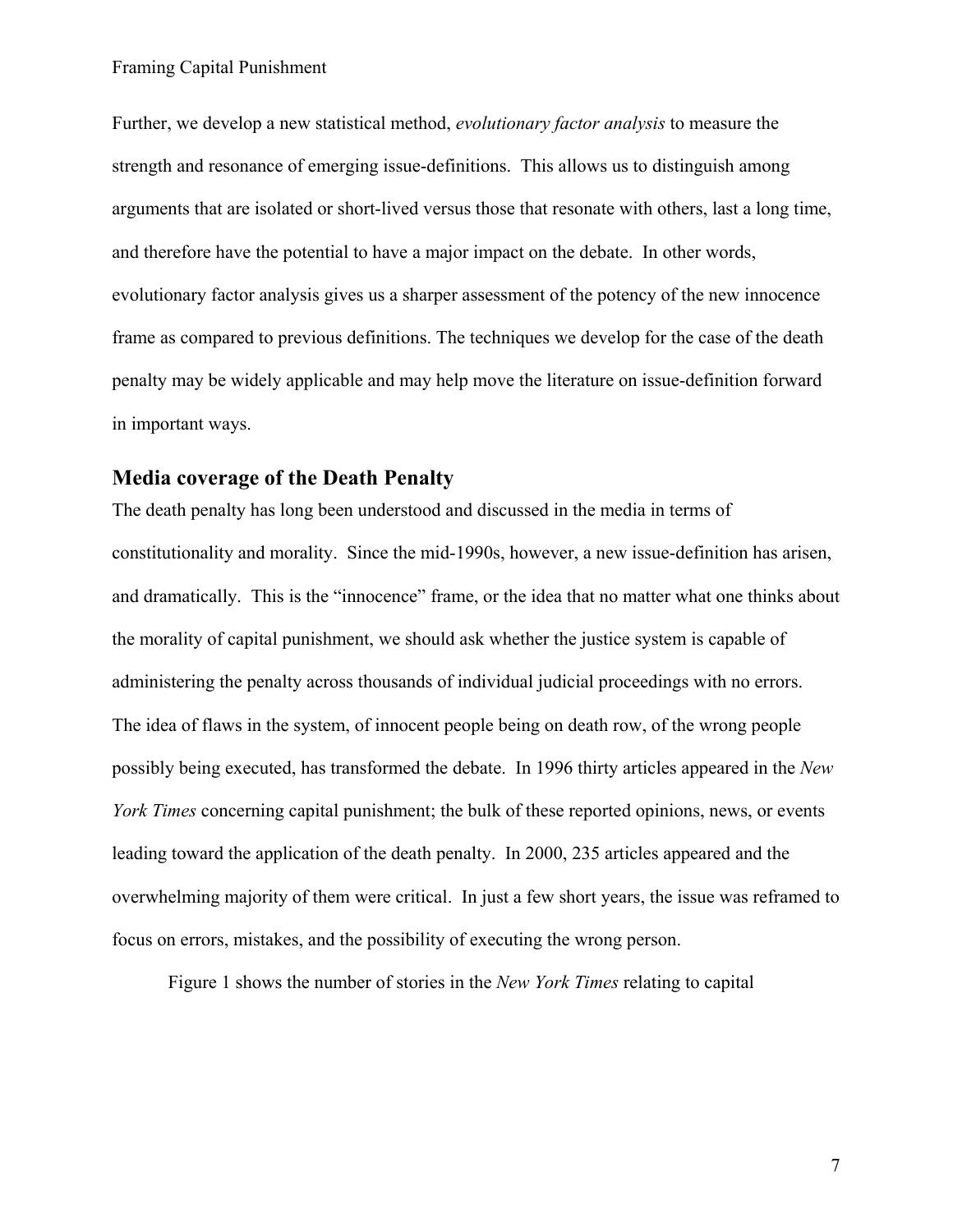Further, we develop a new statistical method, *evolutionary factor analysis* to measure the strength and resonance of emerging issue-definitions. This allows us to distinguish among arguments that are isolated or short-lived versus those that resonate with others, last a long time, and therefore have the potential to have a major impact on the debate. In other words, evolutionary factor analysis gives us a sharper assessment of the potency of the new innocence frame as compared to previous definitions. The techniques we develop for the case of the death penalty may be widely applicable and may help move the literature on issue-definition forward in important ways.

## Media coverage of the Death Penalty

The death penalty has long been understood and discussed in the media in terms of constitutionality and morality. Since the mid-1990s, however, a new issue-definition has arisen, and dramatically. This is the "innocence" frame, or the idea that no matter what one thinks about the morality of capital punishment, we should ask whether the justice system is capable of administering the penalty across thousands of individual judicial proceedings with no errors. The idea of flaws in the system, of innocent people being on death row, of the wrong people possibly being executed, has transformed the debate. In 1996 thirty articles appeared in the *New York Times* concerning capital punishment; the bulk of these reported opinions, news, or events leading toward the application of the death penalty. In 2000, 235 articles appeared and the overwhelming majority of them were critical. In just a few short years, the issue was reframed to focus on errors, mistakes, and the possibility of executing the wrong person.

Figure 1 shows the number of stories in the *New York Times* relating to capital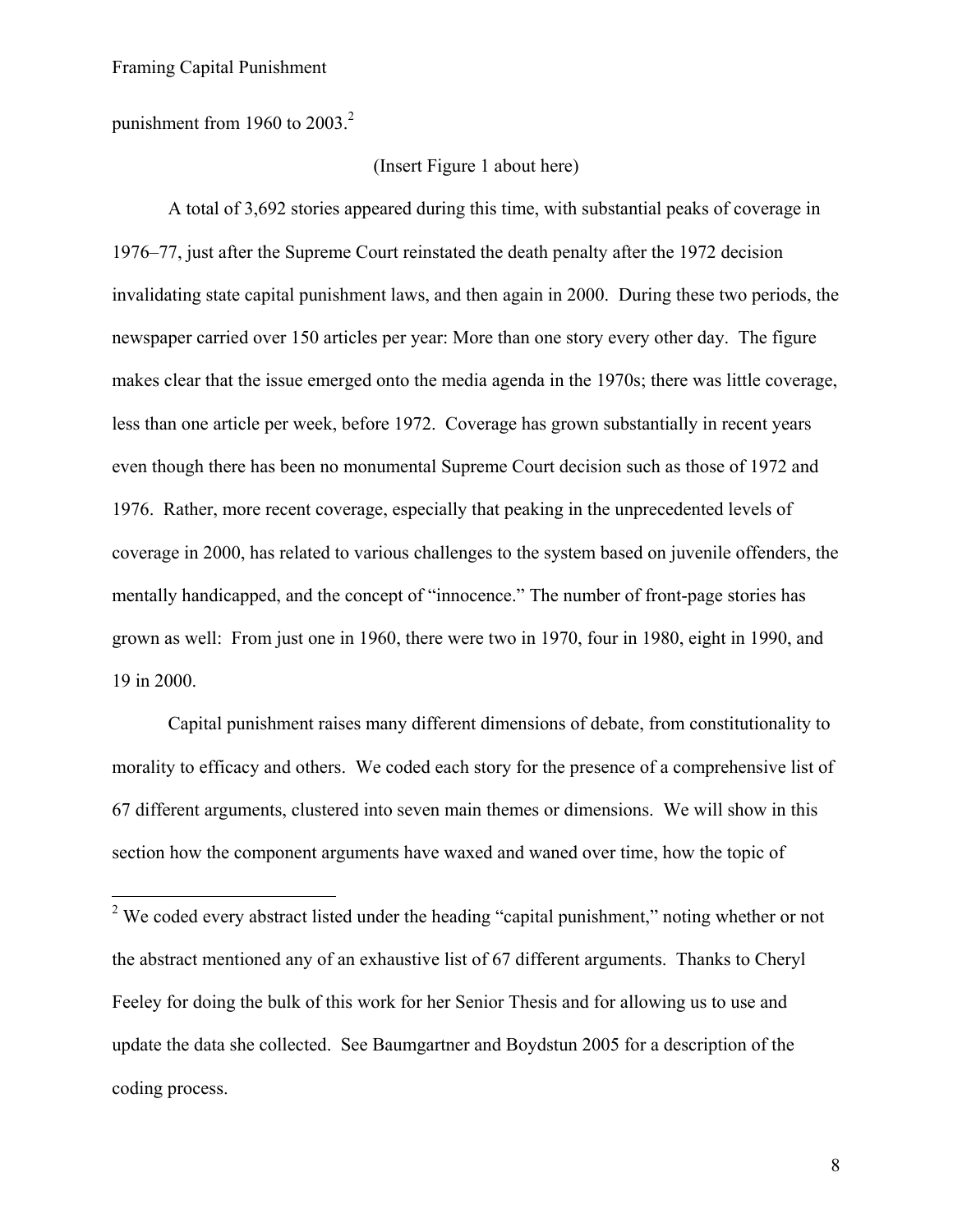punishment from 1960 to 2003.[2]

(Insert Figure 1 about here)

A total of 3,692 stories appeared during this time, with substantial peaks of coverage in 1976–77, just after the Supreme Court reinstated the death penalty after the 1972 decision invalidating state capital punishment laws, and then again in 2000. During these two periods, the newspaper carried over 150 articles per year: More than one story every other day. The figure makes clear that the issue emerged onto the media agenda in the 1970s; there was little coverage, less than one article per week, before 1972. Coverage has grown substantially in recent years even though there has been no monumental Supreme Court decision such as those of 1972 and 1976. Rather, more recent coverage, especially that peaking in the unprecedented levels of coverage in 2000, has related to various challenges to the system based on juvenile offenders, the mentally handicapped, and the concept of "innocence." The number of front-page stories has grown as well: From just one in 1960, there were two in 1970, four in 1980, eight in 1990, and 19 in 2000.

Capital punishment raises many different dimensions of debate, from constitutionality to morality to efficacy and others. We coded each story for the presence of a comprehensive list of 67 different arguments, clustered into seven main themes or dimensions. We will show in this section how the component arguments have waxed and waned over time, how the topic of

---

[2] We coded every abstract listed under the heading "capital punishment," noting whether or not the abstract mentioned any of an exhaustive list of 67 different arguments. Thanks to Cheryl Feeley for doing the bulk of this work for her Senior Thesis and for allowing us to use and update the data she collected. See Baumgartner and Boydstun 2005 for a description of the coding process.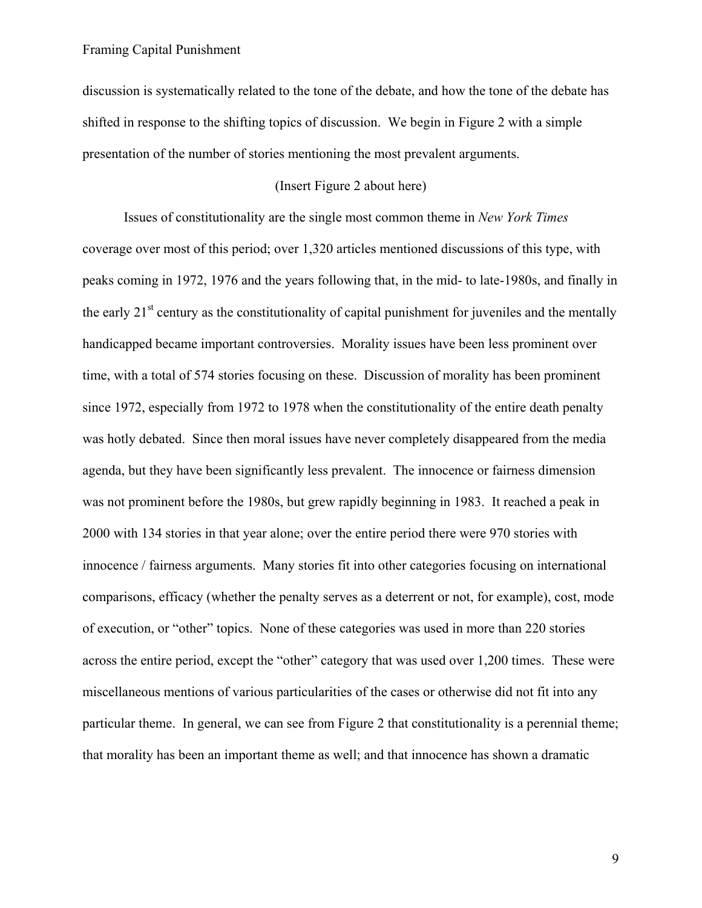discussion is systematically related to the tone of the debate, and how the tone of the debate has shifted in response to the shifting topics of discussion. We begin in Figure 2 with a simple presentation of the number of stories mentioning the most prevalent arguments.

(Insert Figure 2 about here)

Issues of constitutionality are the single most common theme in *New York Times* coverage over most of this period; over 1,320 articles mentioned discussions of this type, with peaks coming in 1972, 1976 and the years following that, in the mid- to late-1980s, and finally in the early 21st century as the constitutionality of capital punishment for juveniles and the mentally handicapped became important controversies. Morality issues have been less prominent over time, with a total of 574 stories focusing on these. Discussion of morality has been prominent since 1972, especially from 1972 to 1978 when the constitutionality of the entire death penalty was hotly debated. Since then moral issues have never completely disappeared from the media agenda, but they have been significantly less prevalent. The innocence or fairness dimension was not prominent before the 1980s, but grew rapidly beginning in 1983. It reached a peak in 2000 with 134 stories in that year alone; over the entire period there were 970 stories with innocence / fairness arguments. Many stories fit into other categories focusing on international comparisons, efficacy (whether the penalty serves as a deterrent or not, for example), cost, mode of execution, or "other" topics. None of these categories was used in more than 220 stories across the entire period, except the "other" category that was used over 1,200 times. These were miscellaneous mentions of various particularities of the cases or otherwise did not fit into any particular theme. In general, we can see from Figure 2 that constitutionality is a perennial theme; that morality has been an important theme as well; and that innocence has shown a dramatic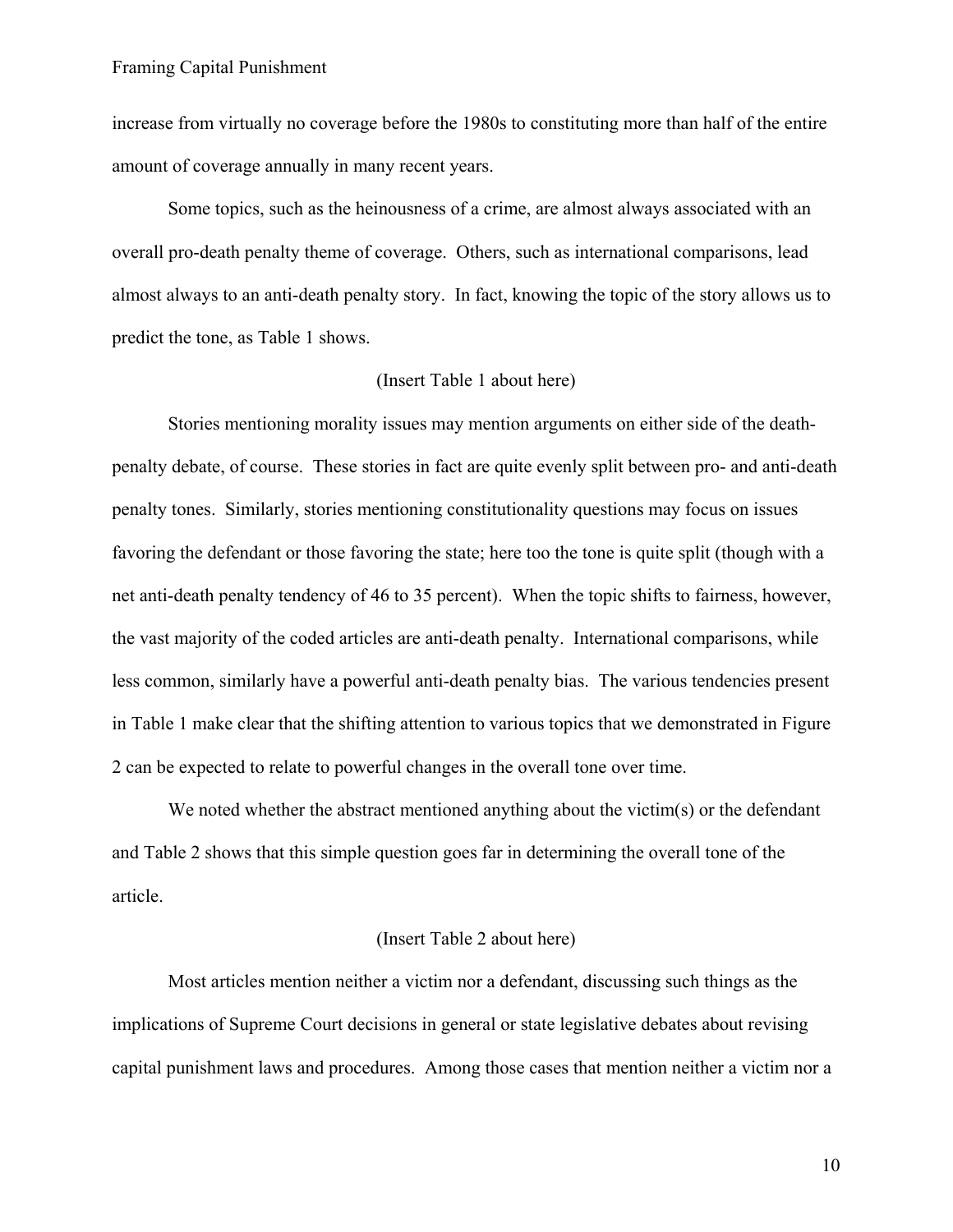increase from virtually no coverage before the 1980s to constituting more than half of the entire amount of coverage annually in many recent years.

Some topics, such as the heinousness of a crime, are almost always associated with an overall pro-death penalty theme of coverage. Others, such as international comparisons, lead almost always to an anti-death penalty story. In fact, knowing the topic of the story allows us to predict the tone, as Table 1 shows.

(Insert Table 1 about here)

Stories mentioning morality issues may mention arguments on either side of the death-penalty debate, of course. These stories in fact are quite evenly split between pro- and anti-death penalty tones. Similarly, stories mentioning constitutionality questions may focus on issues favoring the defendant or those favoring the state; here too the tone is quite split (though with a net anti-death penalty tendency of 46 to 35 percent). When the topic shifts to fairness, however, the vast majority of the coded articles are anti-death penalty. International comparisons, while less common, similarly have a powerful anti-death penalty bias. The various tendencies present in Table 1 make clear that the shifting attention to various topics that we demonstrated in Figure 2 can be expected to relate to powerful changes in the overall tone over time.

We noted whether the abstract mentioned anything about the victim(s) or the defendant and Table 2 shows that this simple question goes far in determining the overall tone of the article.

(Insert Table 2 about here)

Most articles mention neither a victim nor a defendant, discussing such things as the implications of Supreme Court decisions in general or state legislative debates about revising capital punishment laws and procedures. Among those cases that mention neither a victim nor a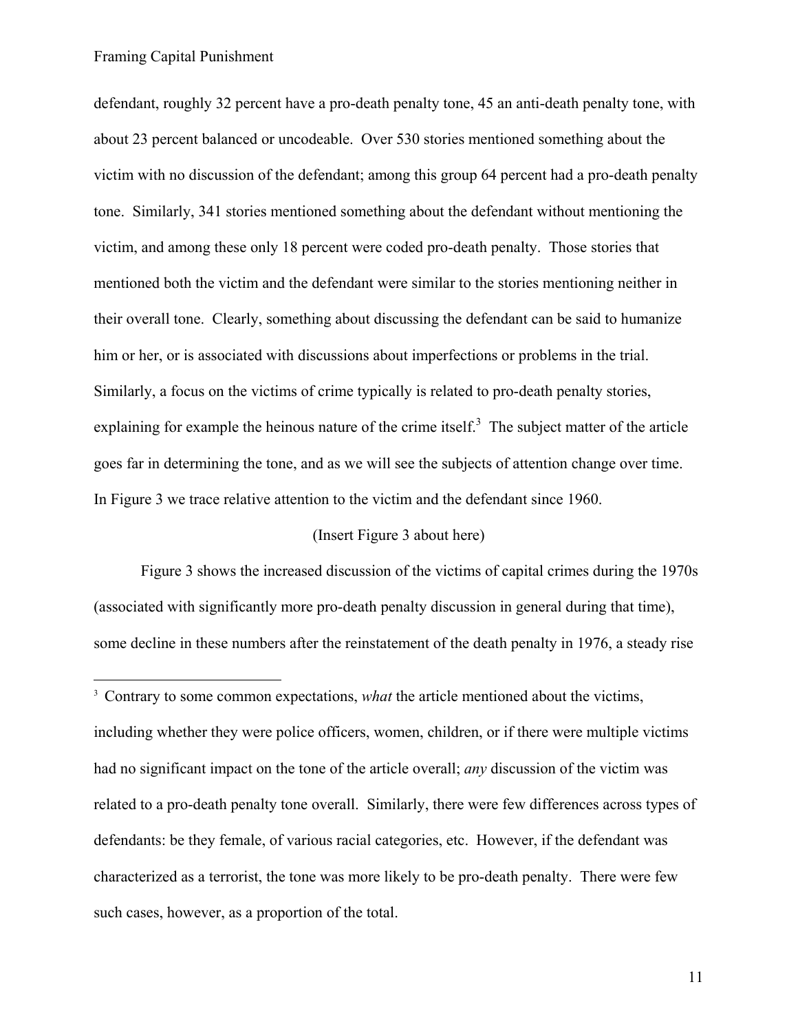defendant, roughly 32 percent have a pro-death penalty tone, 45 an anti-death penalty tone, with about 23 percent balanced or uncodeable. Over 530 stories mentioned something about the victim with no discussion of the defendant; among this group 64 percent had a pro-death penalty tone. Similarly, 341 stories mentioned something about the defendant without mentioning the victim, and among these only 18 percent were coded pro-death penalty. Those stories that mentioned both the victim and the defendant were similar to the stories mentioning neither in their overall tone. Clearly, something about discussing the defendant can be said to humanize him or her, or is associated with discussions about imperfections or problems in the trial. Similarly, a focus on the victims of crime typically is related to pro-death penalty stories, explaining for example the heinous nature of the crime itself.[3] The subject matter of the article goes far in determining the tone, and as we will see the subjects of attention change over time. In Figure 3 we trace relative attention to the victim and the defendant since 1960.

(Insert Figure 3 about here)

Figure 3 shows the increased discussion of the victims of capital crimes during the 1970s (associated with significantly more pro-death penalty discussion in general during that time), some decline in these numbers after the reinstatement of the death penalty in 1976, a steady rise

[3] Contrary to some common expectations, *what* the article mentioned about the victims, including whether they were police officers, women, children, or if there were multiple victims had no significant impact on the tone of the article overall; *any* discussion of the victim was related to a pro-death penalty tone overall. Similarly, there were few differences across types of defendants: be they female, of various racial categories, etc. However, if the defendant was characterized as a terrorist, the tone was more likely to be pro-death penalty. There were few such cases, however, as a proportion of the total.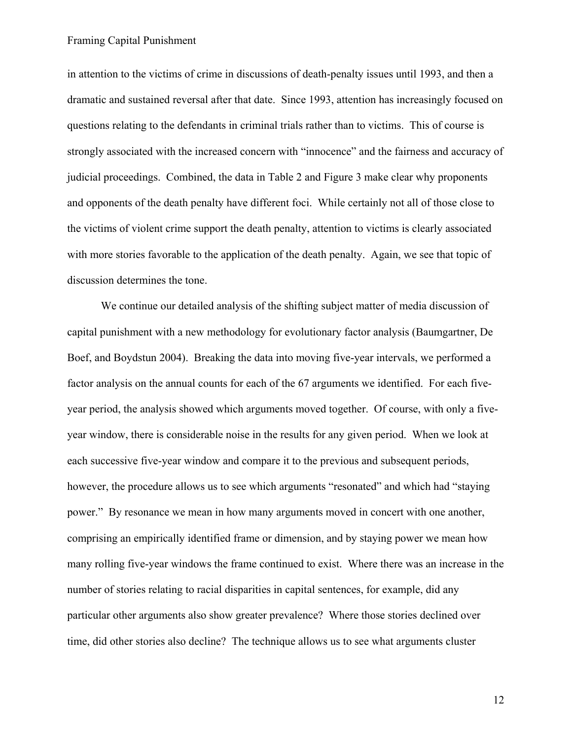in attention to the victims of crime in discussions of death-penalty issues until 1993, and then a dramatic and sustained reversal after that date. Since 1993, attention has increasingly focused on questions relating to the defendants in criminal trials rather than to victims. This of course is strongly associated with the increased concern with "innocence" and the fairness and accuracy of judicial proceedings. Combined, the data in Table 2 and Figure 3 make clear why proponents and opponents of the death penalty have different foci. While certainly not all of those close to the victims of violent crime support the death penalty, attention to victims is clearly associated with more stories favorable to the application of the death penalty. Again, we see that topic of discussion determines the tone.

We continue our detailed analysis of the shifting subject matter of media discussion of capital punishment with a new methodology for evolutionary factor analysis (Baumgartner, De Boef, and Boydstun 2004). Breaking the data into moving five-year intervals, we performed a factor analysis on the annual counts for each of the 67 arguments we identified. For each five-year period, the analysis showed which arguments moved together. Of course, with only a five-year window, there is considerable noise in the results for any given period. When we look at each successive five-year window and compare it to the previous and subsequent periods, however, the procedure allows us to see which arguments "resonated" and which had "staying power." By resonance we mean in how many arguments moved in concert with one another, comprising an empirically identified frame or dimension, and by staying power we mean how many rolling five-year windows the frame continued to exist. Where there was an increase in the number of stories relating to racial disparities in capital sentences, for example, did any particular other arguments also show greater prevalence? Where those stories declined over time, did other stories also decline? The technique allows us to see what arguments cluster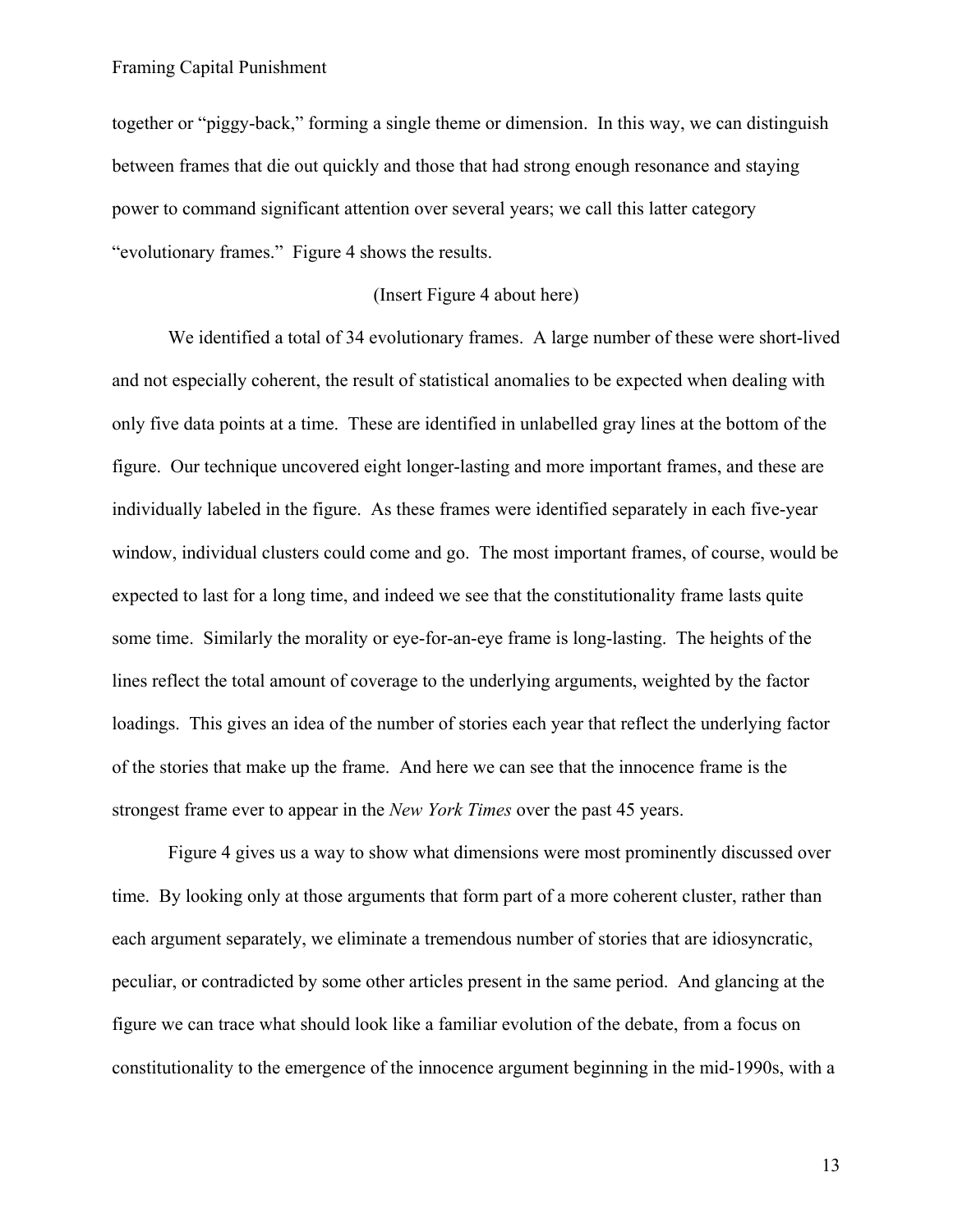together or "piggy-back," forming a single theme or dimension. In this way, we can distinguish between frames that die out quickly and those that had strong enough resonance and staying power to command significant attention over several years; we call this latter category "evolutionary frames." Figure 4 shows the results.

(Insert Figure 4 about here)

We identified a total of 34 evolutionary frames. A large number of these were short-lived and not especially coherent, the result of statistical anomalies to be expected when dealing with only five data points at a time. These are identified in unlabelled gray lines at the bottom of the figure. Our technique uncovered eight longer-lasting and more important frames, and these are individually labeled in the figure. As these frames were identified separately in each five-year window, individual clusters could come and go. The most important frames, of course, would be expected to last for a long time, and indeed we see that the constitutionality frame lasts quite some time. Similarly the morality or eye-for-an-eye frame is long-lasting. The heights of the lines reflect the total amount of coverage to the underlying arguments, weighted by the factor loadings. This gives an idea of the number of stories each year that reflect the underlying factor of the stories that make up the frame. And here we can see that the innocence frame is the strongest frame ever to appear in the *New York Times* over the past 45 years.

Figure 4 gives us a way to show what dimensions were most prominently discussed over time. By looking only at those arguments that form part of a more coherent cluster, rather than each argument separately, we eliminate a tremendous number of stories that are idiosyncratic, peculiar, or contradicted by some other articles present in the same period. And glancing at the figure we can trace what should look like a familiar evolution of the debate, from a focus on constitutionality to the emergence of the innocence argument beginning in the mid-1990s, with a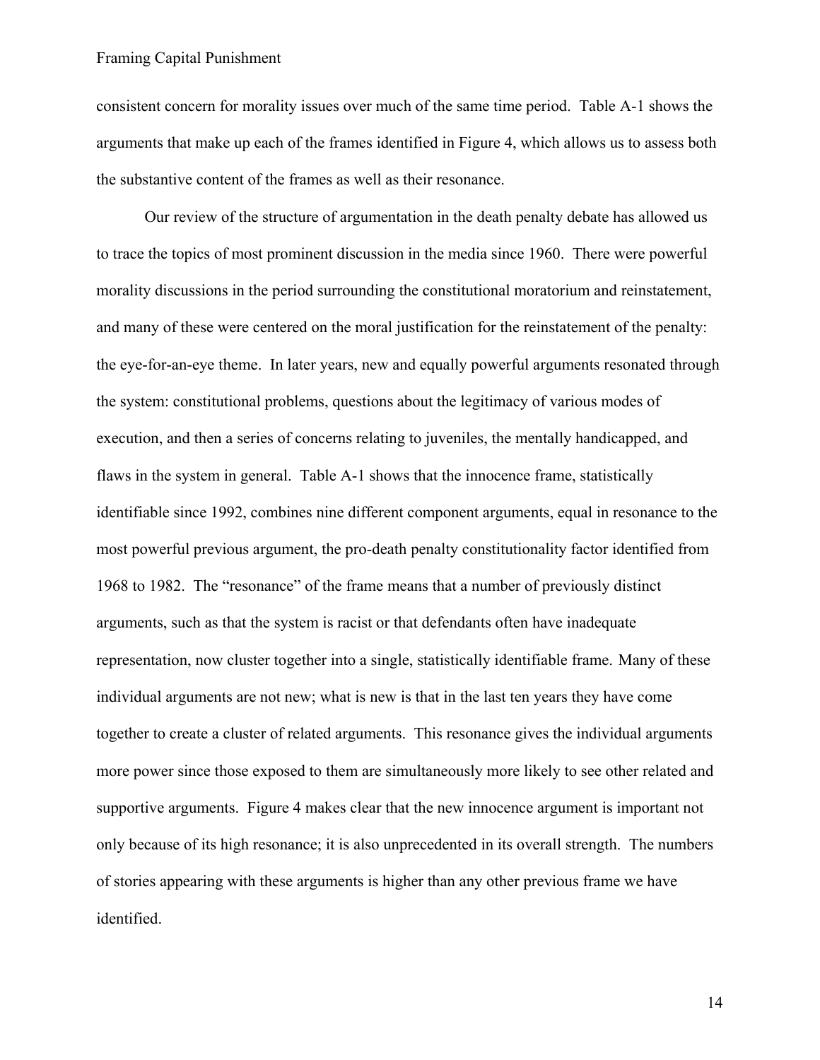consistent concern for morality issues over much of the same time period. Table A-1 shows the arguments that make up each of the frames identified in Figure 4, which allows us to assess both the substantive content of the frames as well as their resonance.

Our review of the structure of argumentation in the death penalty debate has allowed us to trace the topics of most prominent discussion in the media since 1960. There were powerful morality discussions in the period surrounding the constitutional moratorium and reinstatement, and many of these were centered on the moral justification for the reinstatement of the penalty: the eye-for-an-eye theme. In later years, new and equally powerful arguments resonated through the system: constitutional problems, questions about the legitimacy of various modes of execution, and then a series of concerns relating to juveniles, the mentally handicapped, and flaws in the system in general. Table A-1 shows that the innocence frame, statistically identifiable since 1992, combines nine different component arguments, equal in resonance to the most powerful previous argument, the pro-death penalty constitutionality factor identified from 1968 to 1982. The "resonance" of the frame means that a number of previously distinct arguments, such as that the system is racist or that defendants often have inadequate representation, now cluster together into a single, statistically identifiable frame. Many of these individual arguments are not new; what is new is that in the last ten years they have come together to create a cluster of related arguments. This resonance gives the individual arguments more power since those exposed to them are simultaneously more likely to see other related and supportive arguments. Figure 4 makes clear that the new innocence argument is important not only because of its high resonance; it is also unprecedented in its overall strength. The numbers of stories appearing with these arguments is higher than any other previous frame we have identified.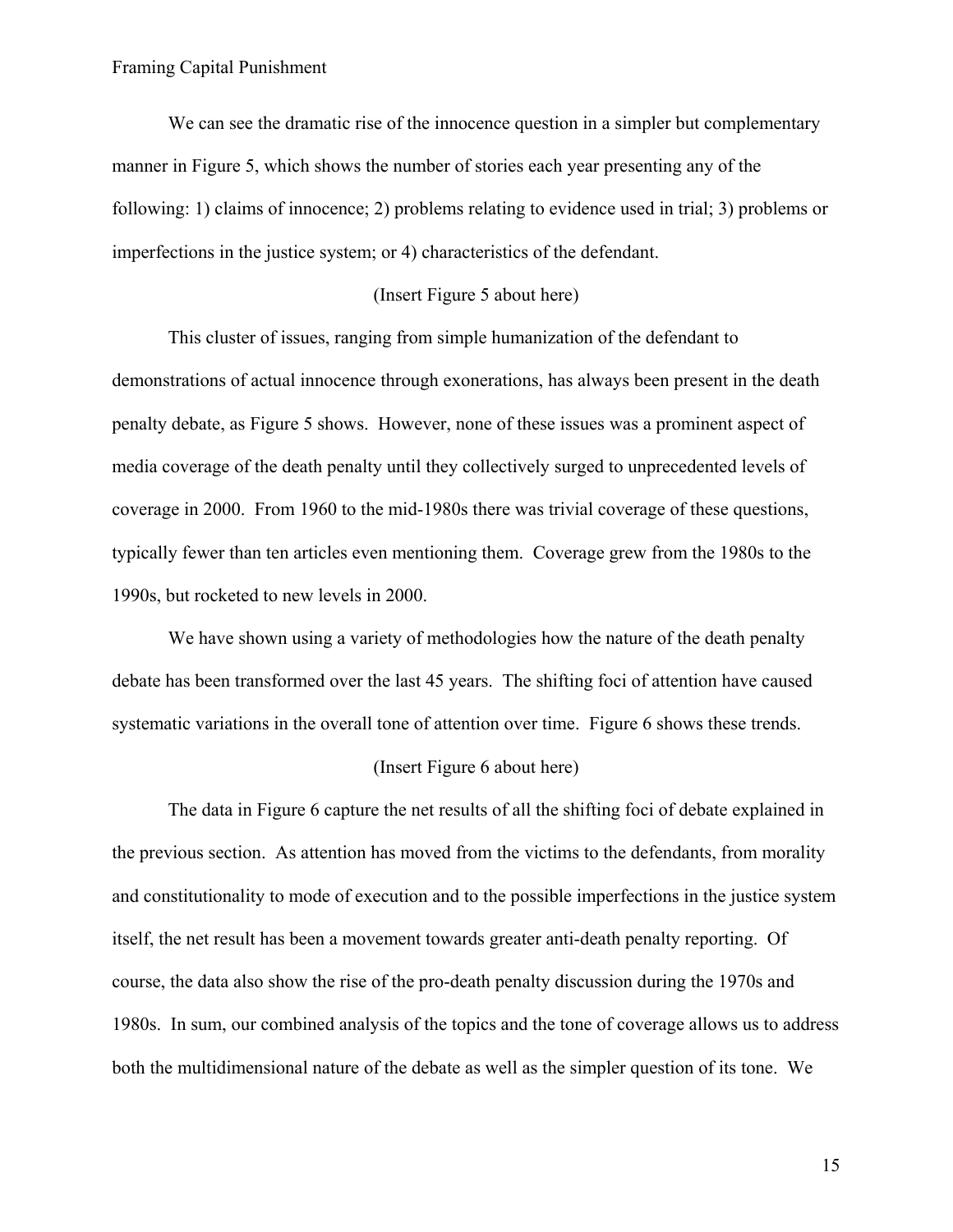We can see the dramatic rise of the innocence question in a simpler but complementary manner in Figure 5, which shows the number of stories each year presenting any of the following: 1) claims of innocence; 2) problems relating to evidence used in trial; 3) problems or imperfections in the justice system; or 4) characteristics of the defendant.

(Insert Figure 5 about here)

This cluster of issues, ranging from simple humanization of the defendant to demonstrations of actual innocence through exonerations, has always been present in the death penalty debate, as Figure 5 shows. However, none of these issues was a prominent aspect of media coverage of the death penalty until they collectively surged to unprecedented levels of coverage in 2000. From 1960 to the mid-1980s there was trivial coverage of these questions, typically fewer than ten articles even mentioning them. Coverage grew from the 1980s to the 1990s, but rocketed to new levels in 2000.

We have shown using a variety of methodologies how the nature of the death penalty debate has been transformed over the last 45 years. The shifting foci of attention have caused systematic variations in the overall tone of attention over time. Figure 6 shows these trends.

(Insert Figure 6 about here)

The data in Figure 6 capture the net results of all the shifting foci of debate explained in the previous section. As attention has moved from the victims to the defendants, from morality and constitutionality to mode of execution and to the possible imperfections in the justice system itself, the net result has been a movement towards greater anti-death penalty reporting. Of course, the data also show the rise of the pro-death penalty discussion during the 1970s and 1980s. In sum, our combined analysis of the topics and the tone of coverage allows us to address both the multidimensional nature of the debate as well as the simpler question of its tone. We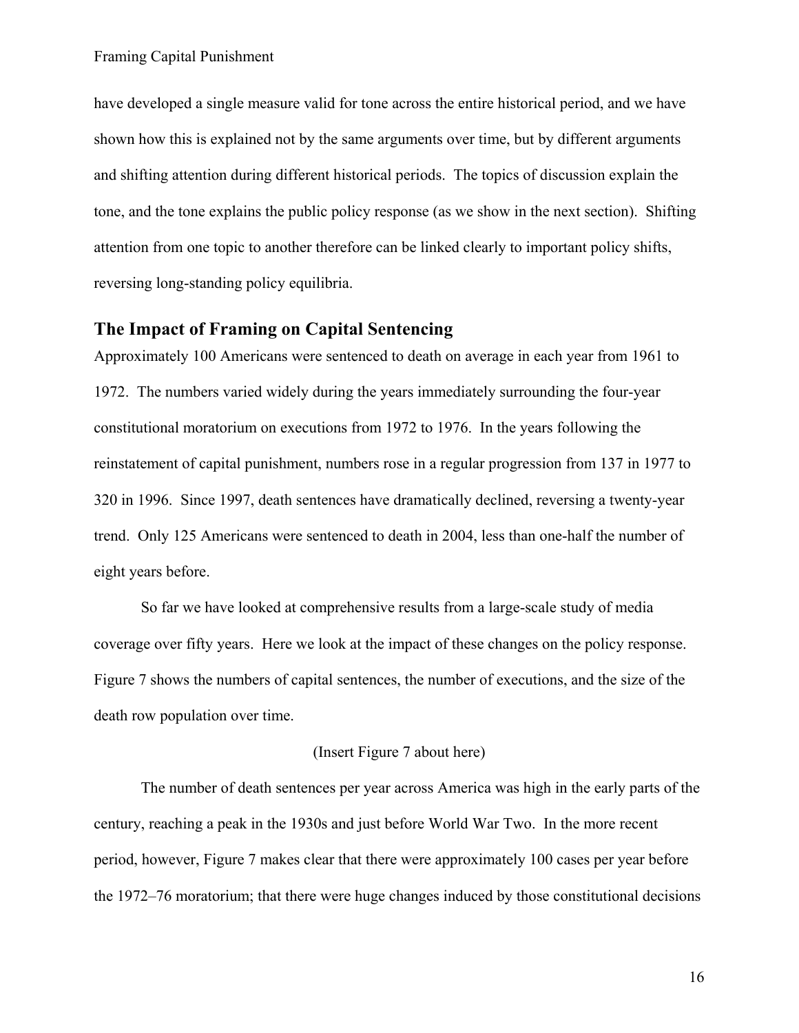have developed a single measure valid for tone across the entire historical period, and we have shown how this is explained not by the same arguments over time, but by different arguments and shifting attention during different historical periods. The topics of discussion explain the tone, and the tone explains the public policy response (as we show in the next section). Shifting attention from one topic to another therefore can be linked clearly to important policy shifts, reversing long-standing policy equilibria.

## The Impact of Framing on Capital Sentencing

Approximately 100 Americans were sentenced to death on average in each year from 1961 to 1972. The numbers varied widely during the years immediately surrounding the four-year constitutional moratorium on executions from 1972 to 1976. In the years following the reinstatement of capital punishment, numbers rose in a regular progression from 137 in 1977 to 320 in 1996. Since 1997, death sentences have dramatically declined, reversing a twenty-year trend. Only 125 Americans were sentenced to death in 2004, less than one-half the number of eight years before.

So far we have looked at comprehensive results from a large-scale study of media coverage over fifty years. Here we look at the impact of these changes on the policy response. Figure 7 shows the numbers of capital sentences, the number of executions, and the size of the death row population over time.

(Insert Figure 7 about here)

The number of death sentences per year across America was high in the early parts of the century, reaching a peak in the 1930s and just before World War Two. In the more recent period, however, Figure 7 makes clear that there were approximately 100 cases per year before the 1972–76 moratorium; that there were huge changes induced by those constitutional decisions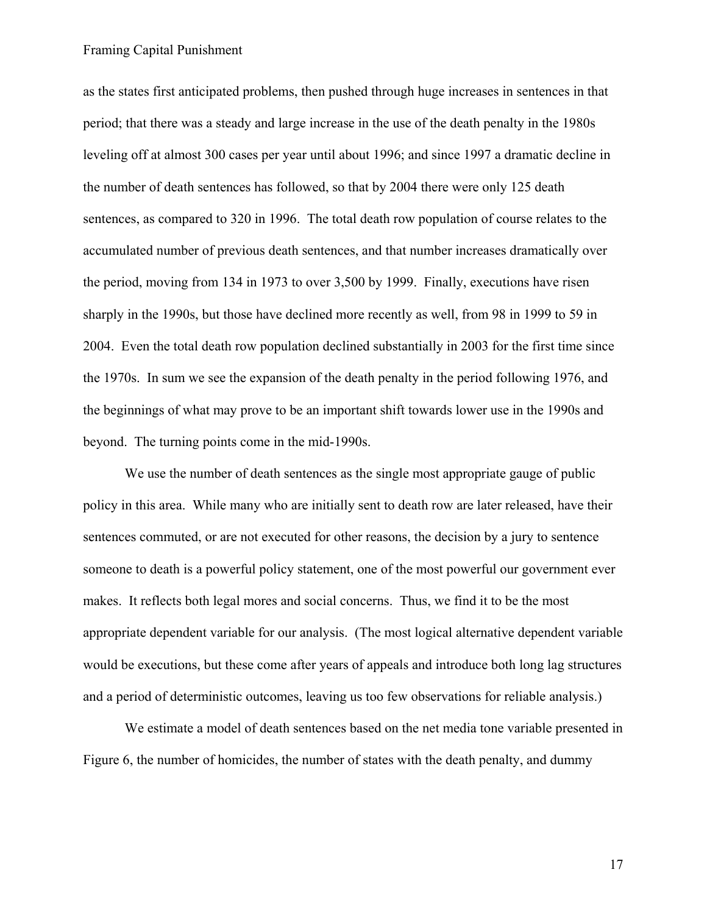as the states first anticipated problems, then pushed through huge increases in sentences in that period; that there was a steady and large increase in the use of the death penalty in the 1980s leveling off at almost 300 cases per year until about 1996; and since 1997 a dramatic decline in the number of death sentences has followed, so that by 2004 there were only 125 death sentences, as compared to 320 in 1996. The total death row population of course relates to the accumulated number of previous death sentences, and that number increases dramatically over the period, moving from 134 in 1973 to over 3,500 by 1999. Finally, executions have risen sharply in the 1990s, but those have declined more recently as well, from 98 in 1999 to 59 in 2004. Even the total death row population declined substantially in 2003 for the first time since the 1970s. In sum we see the expansion of the death penalty in the period following 1976, and the beginnings of what may prove to be an important shift towards lower use in the 1990s and beyond. The turning points come in the mid-1990s.

We use the number of death sentences as the single most appropriate gauge of public policy in this area. While many who are initially sent to death row are later released, have their sentences commuted, or are not executed for other reasons, the decision by a jury to sentence someone to death is a powerful policy statement, one of the most powerful our government ever makes. It reflects both legal mores and social concerns. Thus, we find it to be the most appropriate dependent variable for our analysis. (The most logical alternative dependent variable would be executions, but these come after years of appeals and introduce both long lag structures and a period of deterministic outcomes, leaving us too few observations for reliable analysis.)

We estimate a model of death sentences based on the net media tone variable presented in Figure 6, the number of homicides, the number of states with the death penalty, and dummy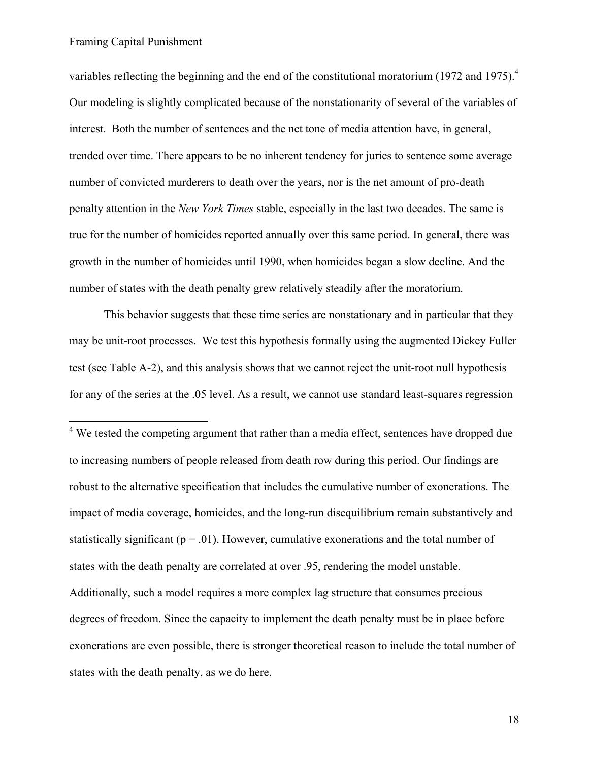variables reflecting the beginning and the end of the constitutional moratorium (1972 and 1975).[4] Our modeling is slightly complicated because of the nonstationarity of several of the variables of interest. Both the number of sentences and the net tone of media attention have, in general, trended over time. There appears to be no inherent tendency for juries to sentence some average number of convicted murderers to death over the years, nor is the net amount of pro-death penalty attention in the *New York Times* stable, especially in the last two decades. The same is true for the number of homicides reported annually over this same period. In general, there was growth in the number of homicides until 1990, when homicides began a slow decline. And the number of states with the death penalty grew relatively steadily after the moratorium.

This behavior suggests that these time series are nonstationary and in particular that they may be unit-root processes. We test this hypothesis formally using the augmented Dickey Fuller test (see Table A-2), and this analysis shows that we cannot reject the unit-root null hypothesis for any of the series at the .05 level. As a result, we cannot use standard least-squares regression

[4] We tested the competing argument that rather than a media effect, sentences have dropped due to increasing numbers of people released from death row during this period. Our findings are robust to the alternative specification that includes the cumulative number of exonerations. The impact of media coverage, homicides, and the long-run disequilibrium remain substantively and statistically significant ($p = .01$). However, cumulative exonerations and the total number of states with the death penalty are correlated at over .95, rendering the model unstable. Additionally, such a model requires a more complex lag structure that consumes precious degrees of freedom. Since the capacity to implement the death penalty must be in place before exonerations are even possible, there is stronger theoretical reason to include the total number of states with the death penalty, as we do here.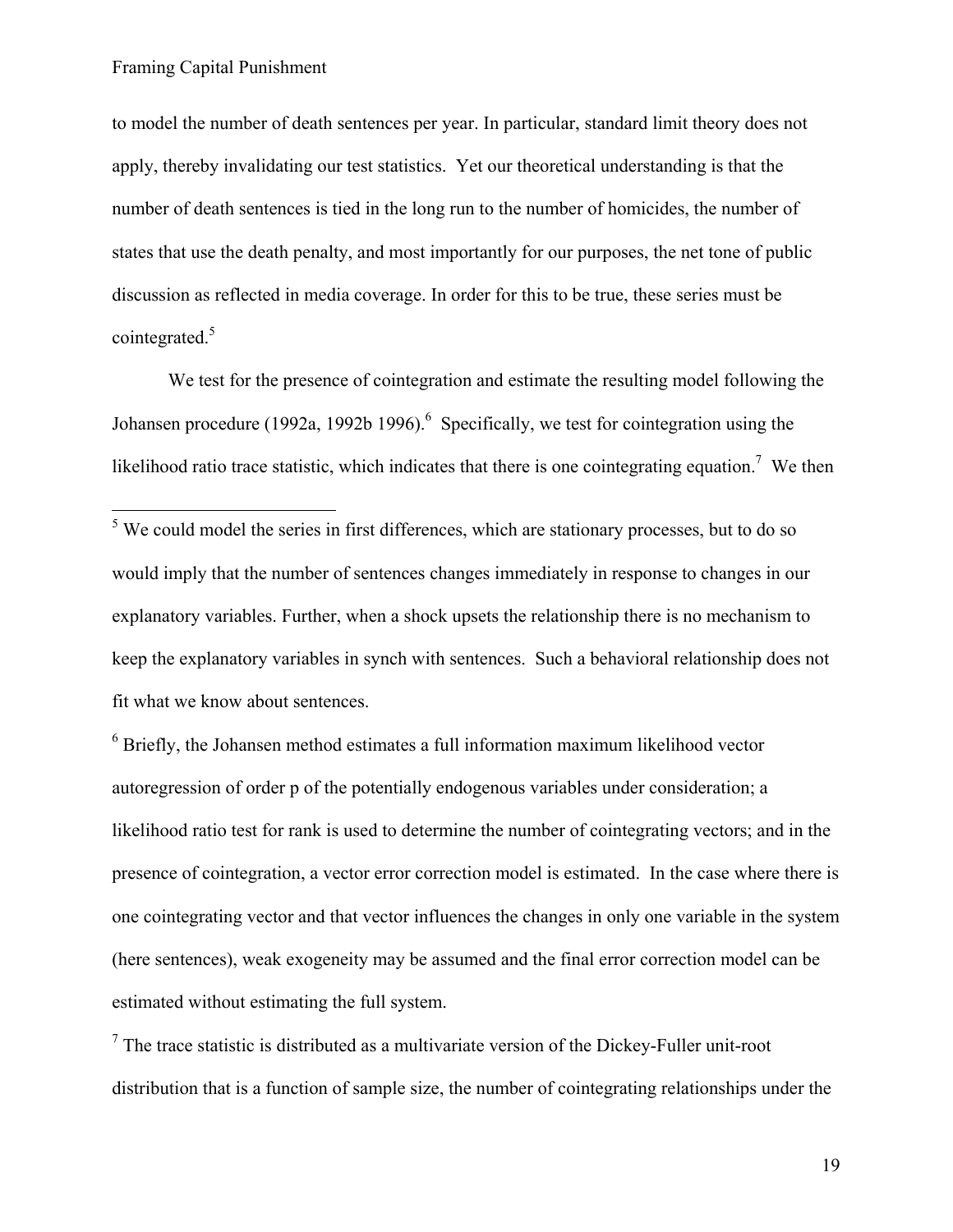to model the number of death sentences per year. In particular, standard limit theory does not apply, thereby invalidating our test statistics. Yet our theoretical understanding is that the number of death sentences is tied in the long run to the number of homicides, the number of states that use the death penalty, and most importantly for our purposes, the net tone of public discussion as reflected in media coverage. In order for this to be true, these series must be cointegrated.[5]

We test for the presence of cointegration and estimate the resulting model following the Johansen procedure (1992a, 1992b 1996).[6] Specifically, we test for cointegration using the likelihood ratio trace statistic, which indicates that there is one cointegrating equation.[7] We then

---

[5] We could model the series in first differences, which are stationary processes, but to do so would imply that the number of sentences changes immediately in response to changes in our explanatory variables. Further, when a shock upsets the relationship there is no mechanism to keep the explanatory variables in synch with sentences. Such a behavioral relationship does not fit what we know about sentences.

[6] Briefly, the Johansen method estimates a full information maximum likelihood vector autoregression of order p of the potentially endogenous variables under consideration; a likelihood ratio test for rank is used to determine the number of cointegrating vectors; and in the presence of cointegration, a vector error correction model is estimated. In the case where there is one cointegrating vector and that vector influences the changes in only one variable in the system (here sentences), weak exogeneity may be assumed and the final error correction model can be estimated without estimating the full system.

[7] The trace statistic is distributed as a multivariate version of the Dickey-Fuller unit-root distribution that is a function of sample size, the number of cointegrating relationships under the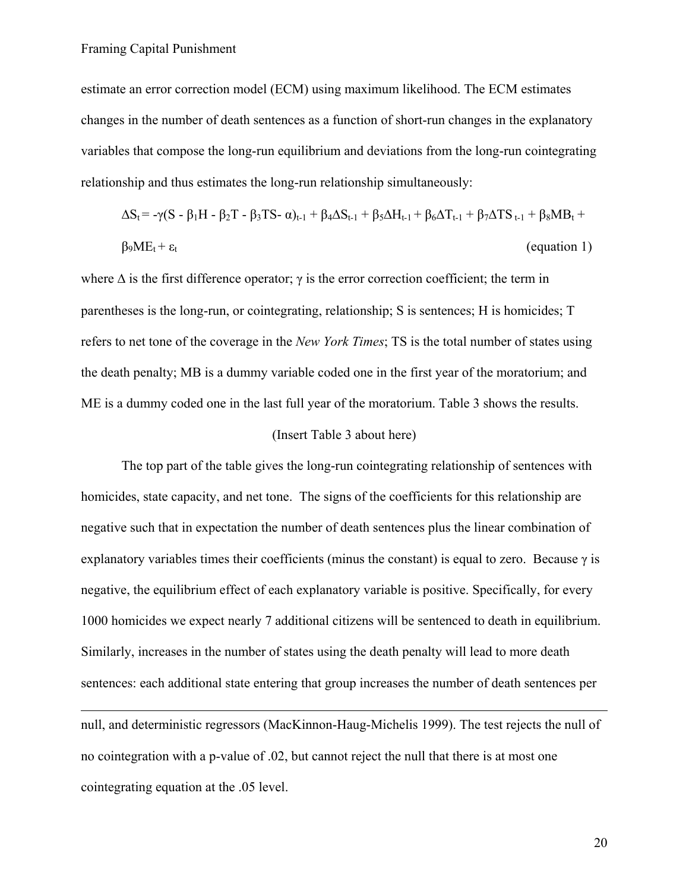estimate an error correction model (ECM) using maximum likelihood. The ECM estimates changes in the number of death sentences as a function of short-run changes in the explanatory variables that compose the long-run equilibrium and deviations from the long-run cointegrating relationship and thus estimates the long-run relationship simultaneously:

$$\Delta S_t = -\gamma(S - \beta_1 H - \beta_2 T - \beta_3 TS - \alpha)_{t-1} + \beta_4 \Delta S_{t-1} + \beta_5 \Delta H_{t-1} + \beta_6 \Delta T_{t-1} + \beta_7 \Delta TS_{t-1} + \beta_8 MB_t + \beta_9 ME_t + \varepsilon_t \quad \text{(equation 1)}$$

where $\Delta$ is the first difference operator; $\gamma$ is the error correction coefficient; the term in parentheses is the long-run, or cointegrating, relationship; S is sentences; H is homicides; T refers to net tone of the coverage in the *New York Times*; TS is the total number of states using the death penalty; MB is a dummy variable coded one in the first year of the moratorium; and ME is a dummy coded one in the last full year of the moratorium. Table 3 shows the results.

(Insert Table 3 about here)

The top part of the table gives the long-run cointegrating relationship of sentences with homicides, state capacity, and net tone. The signs of the coefficients for this relationship are negative such that in expectation the number of death sentences plus the linear combination of explanatory variables times their coefficients (minus the constant) is equal to zero. Because $\gamma$ is negative, the equilibrium effect of each explanatory variable is positive. Specifically, for every 1000 homicides we expect nearly 7 additional citizens will be sentenced to death in equilibrium. Similarly, increases in the number of states using the death penalty will lead to more death sentences: each additional state entering that group increases the number of death sentences per

---

null, and deterministic regressors (MacKinnon-Haug-Michelis 1999). The test rejects the null of no cointegration with a p-value of .02, but cannot reject the null that there is at most one cointegrating equation at the .05 level.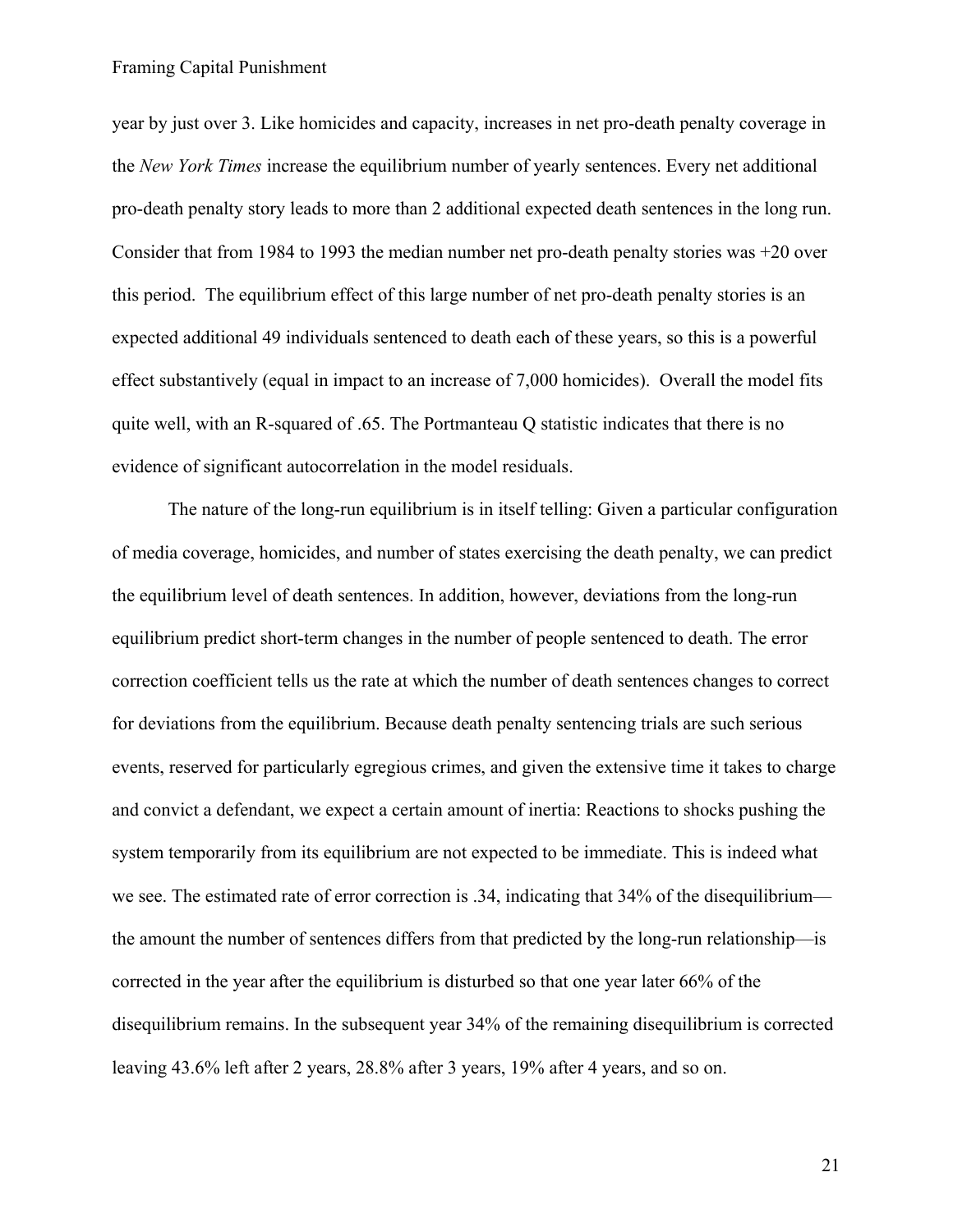year by just over 3. Like homicides and capacity, increases in net pro-death penalty coverage in the *New York Times* increase the equilibrium number of yearly sentences. Every net additional pro-death penalty story leads to more than 2 additional expected death sentences in the long run. Consider that from 1984 to 1993 the median number net pro-death penalty stories was +20 over this period. The equilibrium effect of this large number of net pro-death penalty stories is an expected additional 49 individuals sentenced to death each of these years, so this is a powerful effect substantively (equal in impact to an increase of 7,000 homicides). Overall the model fits quite well, with an R-squared of .65. The Portmanteau Q statistic indicates that there is no evidence of significant autocorrelation in the model residuals.

The nature of the long-run equilibrium is in itself telling: Given a particular configuration of media coverage, homicides, and number of states exercising the death penalty, we can predict the equilibrium level of death sentences. In addition, however, deviations from the long-run equilibrium predict short-term changes in the number of people sentenced to death. The error correction coefficient tells us the rate at which the number of death sentences changes to correct for deviations from the equilibrium. Because death penalty sentencing trials are such serious events, reserved for particularly egregious crimes, and given the extensive time it takes to charge and convict a defendant, we expect a certain amount of inertia: Reactions to shocks pushing the system temporarily from its equilibrium are not expected to be immediate. This is indeed what we see. The estimated rate of error correction is .34, indicating that 34% of the disequilibrium—the amount the number of sentences differs from that predicted by the long-run relationship—is corrected in the year after the equilibrium is disturbed so that one year later 66% of the disequilibrium remains. In the subsequent year 34% of the remaining disequilibrium is corrected leaving 43.6% left after 2 years, 28.8% after 3 years, 19% after 4 years, and so on.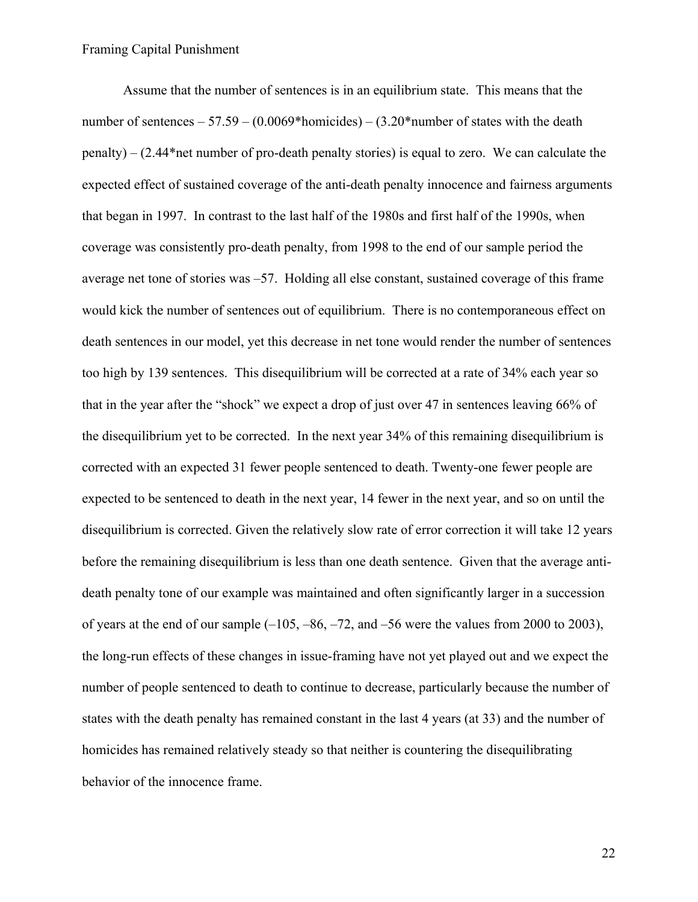Assume that the number of sentences is in an equilibrium state. This means that the number of sentences – 57.59 – (0.0069*homicides) – (3.20*number of states with the death penalty) – (2.44*net number of pro-death penalty stories) is equal to zero. We can calculate the expected effect of sustained coverage of the anti-death penalty innocence and fairness arguments that began in 1997. In contrast to the last half of the 1980s and first half of the 1990s, when coverage was consistently pro-death penalty, from 1998 to the end of our sample period the average net tone of stories was –57. Holding all else constant, sustained coverage of this frame would kick the number of sentences out of equilibrium. There is no contemporaneous effect on death sentences in our model, yet this decrease in net tone would render the number of sentences too high by 139 sentences. This disequilibrium will be corrected at a rate of 34% each year so that in the year after the "shock" we expect a drop of just over 47 in sentences leaving 66% of the disequilibrium yet to be corrected. In the next year 34% of this remaining disequilibrium is corrected with an expected 31 fewer people sentenced to death. Twenty-one fewer people are expected to be sentenced to death in the next year, 14 fewer in the next year, and so on until the disequilibrium is corrected. Given the relatively slow rate of error correction it will take 12 years before the remaining disequilibrium is less than one death sentence. Given that the average anti-death penalty tone of our example was maintained and often significantly larger in a succession of years at the end of our sample (–105, –86, –72, and –56 were the values from 2000 to 2003), the long-run effects of these changes in issue-framing have not yet played out and we expect the number of people sentenced to death to continue to decrease, particularly because the number of states with the death penalty has remained constant in the last 4 years (at 33) and the number of homicides has remained relatively steady so that neither is countering the disequilibrating behavior of the innocence frame.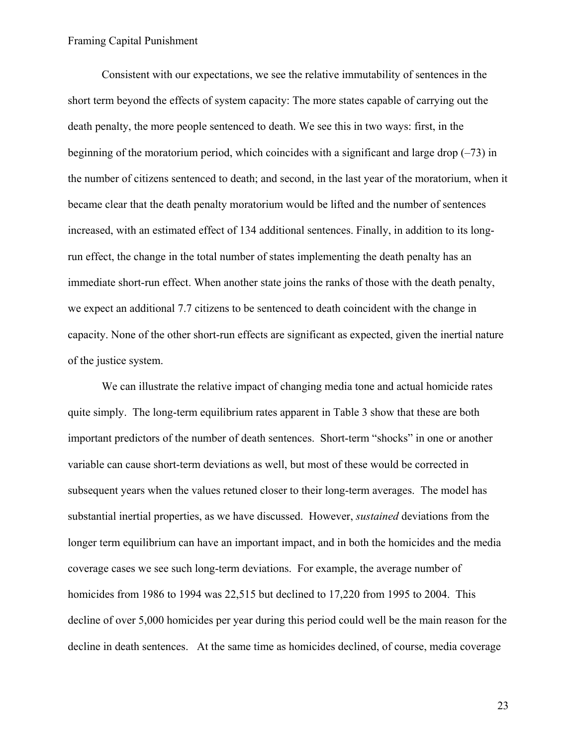Consistent with our expectations, we see the relative immutability of sentences in the short term beyond the effects of system capacity: The more states capable of carrying out the death penalty, the more people sentenced to death. We see this in two ways: first, in the beginning of the moratorium period, which coincides with a significant and large drop (–73) in the number of citizens sentenced to death; and second, in the last year of the moratorium, when it became clear that the death penalty moratorium would be lifted and the number of sentences increased, with an estimated effect of 134 additional sentences. Finally, in addition to its long-run effect, the change in the total number of states implementing the death penalty has an immediate short-run effect. When another state joins the ranks of those with the death penalty, we expect an additional 7.7 citizens to be sentenced to death coincident with the change in capacity. None of the other short-run effects are significant as expected, given the inertial nature of the justice system.

We can illustrate the relative impact of changing media tone and actual homicide rates quite simply. The long-term equilibrium rates apparent in Table 3 show that these are both important predictors of the number of death sentences. Short-term "shocks" in one or another variable can cause short-term deviations as well, but most of these would be corrected in subsequent years when the values retuned closer to their long-term averages. The model has substantial inertial properties, as we have discussed. However, *sustained* deviations from the longer term equilibrium can have an important impact, and in both the homicides and the media coverage cases we see such long-term deviations. For example, the average number of homicides from 1986 to 1994 was 22,515 but declined to 17,220 from 1995 to 2004. This decline of over 5,000 homicides per year during this period could well be the main reason for the decline in death sentences. At the same time as homicides declined, of course, media coverage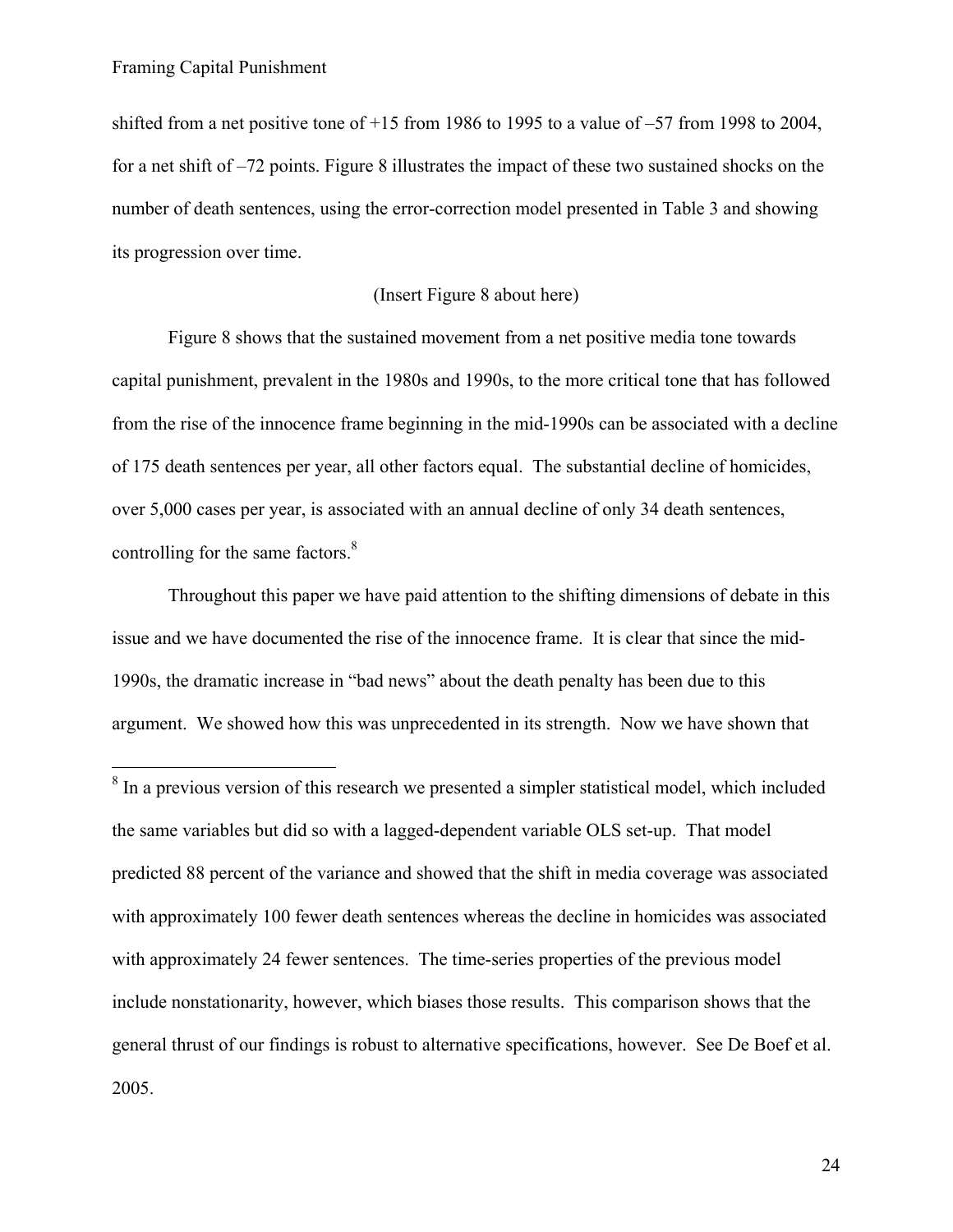shifted from a net positive tone of +15 from 1986 to 1995 to a value of –57 from 1998 to 2004, for a net shift of –72 points. Figure 8 illustrates the impact of these two sustained shocks on the number of death sentences, using the error-correction model presented in Table 3 and showing its progression over time.

(Insert Figure 8 about here)

Figure 8 shows that the sustained movement from a net positive media tone towards capital punishment, prevalent in the 1980s and 1990s, to the more critical tone that has followed from the rise of the innocence frame beginning in the mid-1990s can be associated with a decline of 175 death sentences per year, all other factors equal. The substantial decline of homicides, over 5,000 cases per year, is associated with an annual decline of only 34 death sentences, controlling for the same factors.[8]

Throughout this paper we have paid attention to the shifting dimensions of debate in this issue and we have documented the rise of the innocence frame. It is clear that since the mid-1990s, the dramatic increase in "bad news" about the death penalty has been due to this argument. We showed how this was unprecedented in its strength. Now we have shown that

---

[8] In a previous version of this research we presented a simpler statistical model, which included the same variables but did so with a lagged-dependent variable OLS set-up. That model predicted 88 percent of the variance and showed that the shift in media coverage was associated with approximately 100 fewer death sentences whereas the decline in homicides was associated with approximately 24 fewer sentences. The time-series properties of the previous model include nonstationarity, however, which biases those results. This comparison shows that the general thrust of our findings is robust to alternative specifications, however. See De Boef et al. 2005.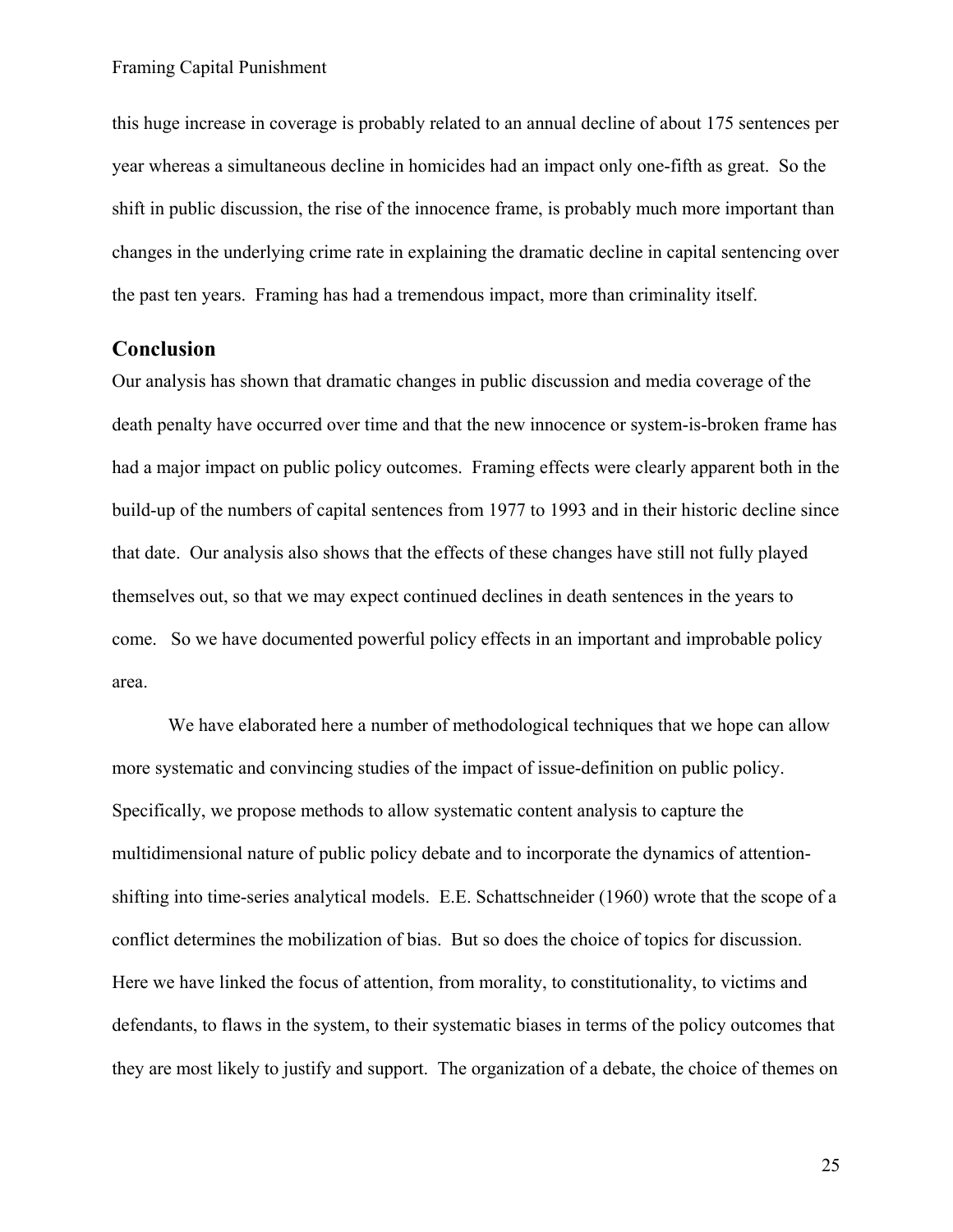this huge increase in coverage is probably related to an annual decline of about 175 sentences per year whereas a simultaneous decline in homicides had an impact only one-fifth as great. So the shift in public discussion, the rise of the innocence frame, is probably much more important than changes in the underlying crime rate in explaining the dramatic decline in capital sentencing over the past ten years. Framing has had a tremendous impact, more than criminality itself.

## Conclusion

Our analysis has shown that dramatic changes in public discussion and media coverage of the death penalty have occurred over time and that the new innocence or system-is-broken frame has had a major impact on public policy outcomes. Framing effects were clearly apparent both in the build-up of the numbers of capital sentences from 1977 to 1993 and in their historic decline since that date. Our analysis also shows that the effects of these changes have still not fully played themselves out, so that we may expect continued declines in death sentences in the years to come. So we have documented powerful policy effects in an important and improbable policy area.

We have elaborated here a number of methodological techniques that we hope can allow more systematic and convincing studies of the impact of issue-definition on public policy. Specifically, we propose methods to allow systematic content analysis to capture the multidimensional nature of public policy debate and to incorporate the dynamics of attention-shifting into time-series analytical models. E.E. Schattschneider (1960) wrote that the scope of a conflict determines the mobilization of bias. But so does the choice of topics for discussion. Here we have linked the focus of attention, from morality, to constitutionality, to victims and defendants, to flaws in the system, to their systematic biases in terms of the policy outcomes that they are most likely to justify and support. The organization of a debate, the choice of themes on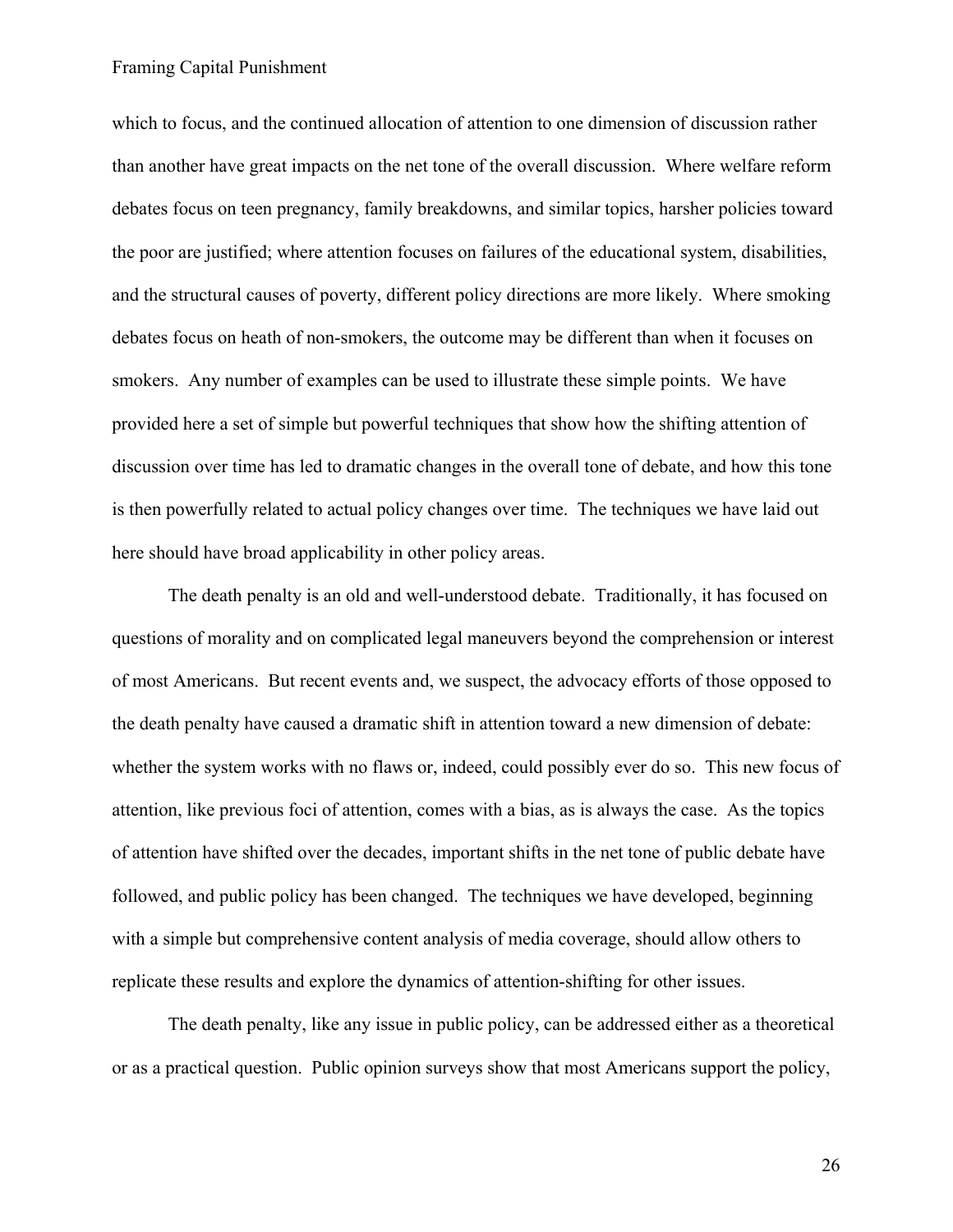which to focus, and the continued allocation of attention to one dimension of discussion rather than another have great impacts on the net tone of the overall discussion. Where welfare reform debates focus on teen pregnancy, family breakdowns, and similar topics, harsher policies toward the poor are justified; where attention focuses on failures of the educational system, disabilities, and the structural causes of poverty, different policy directions are more likely. Where smoking debates focus on heath of non-smokers, the outcome may be different than when it focuses on smokers. Any number of examples can be used to illustrate these simple points. We have provided here a set of simple but powerful techniques that show how the shifting attention of discussion over time has led to dramatic changes in the overall tone of debate, and how this tone is then powerfully related to actual policy changes over time. The techniques we have laid out here should have broad applicability in other policy areas.

The death penalty is an old and well-understood debate. Traditionally, it has focused on questions of morality and on complicated legal maneuvers beyond the comprehension or interest of most Americans. But recent events and, we suspect, the advocacy efforts of those opposed to the death penalty have caused a dramatic shift in attention toward a new dimension of debate: whether the system works with no flaws or, indeed, could possibly ever do so. This new focus of attention, like previous foci of attention, comes with a bias, as is always the case. As the topics of attention have shifted over the decades, important shifts in the net tone of public debate have followed, and public policy has been changed. The techniques we have developed, beginning with a simple but comprehensive content analysis of media coverage, should allow others to replicate these results and explore the dynamics of attention-shifting for other issues.

The death penalty, like any issue in public policy, can be addressed either as a theoretical or as a practical question. Public opinion surveys show that most Americans support the policy,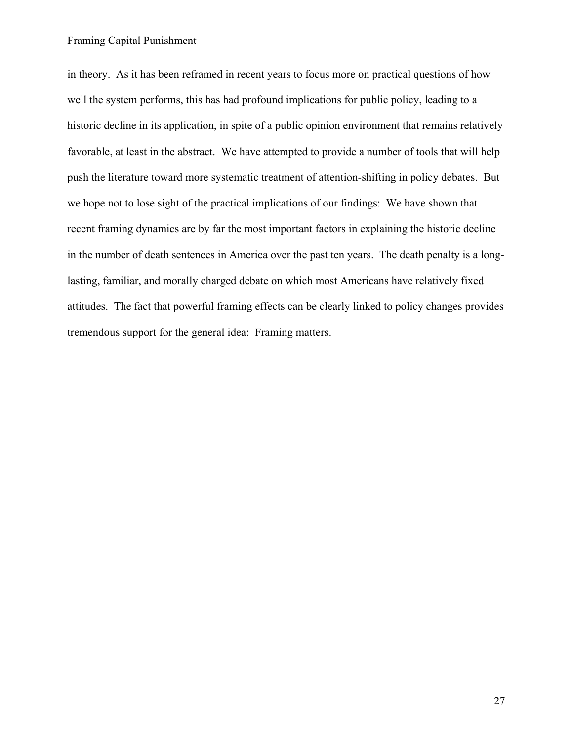in theory. As it has been reframed in recent years to focus more on practical questions of how well the system performs, this has had profound implications for public policy, leading to a historic decline in its application, in spite of a public opinion environment that remains relatively favorable, at least in the abstract. We have attempted to provide a number of tools that will help push the literature toward more systematic treatment of attention-shifting in policy debates. But we hope not to lose sight of the practical implications of our findings: We have shown that recent framing dynamics are by far the most important factors in explaining the historic decline in the number of death sentences in America over the past ten years. The death penalty is a long-lasting, familiar, and morally charged debate on which most Americans have relatively fixed attitudes. The fact that powerful framing effects can be clearly linked to policy changes provides tremendous support for the general idea: Framing matters.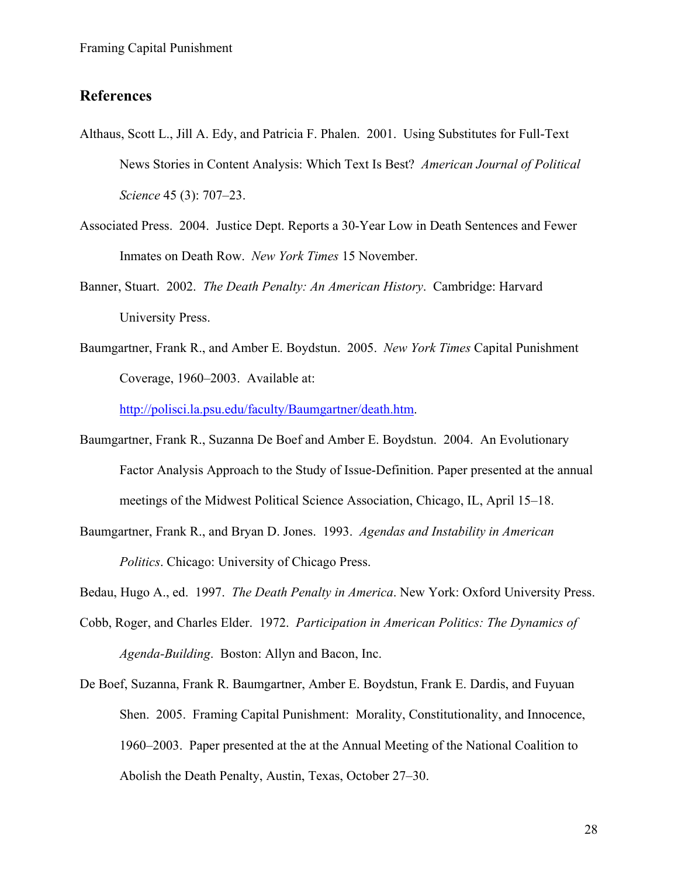## References

Althaus, Scott L., Jill A. Edy, and Patricia F. Phalen. 2001. Using Substitutes for Full-Text News Stories in Content Analysis: Which Text Is Best? *American Journal of Political Science* 45 (3): 707–23.

Associated Press. 2004. Justice Dept. Reports a 30-Year Low in Death Sentences and Fewer Inmates on Death Row. *New York Times* 15 November.

Banner, Stuart. 2002. *The Death Penalty: An American History*. Cambridge: Harvard University Press.

Baumgartner, Frank R., and Amber E. Boydstun. 2005. *New York Times* Capital Punishment Coverage, 1960–2003. Available at: http://polisci.la.psu.edu/faculty/Baumgartner/death.htm.

Baumgartner, Frank R., Suzanna De Boef and Amber E. Boydstun. 2004. An Evolutionary Factor Analysis Approach to the Study of Issue-Definition. Paper presented at the annual meetings of the Midwest Political Science Association, Chicago, IL, April 15–18.

Baumgartner, Frank R., and Bryan D. Jones. 1993. *Agendas and Instability in American Politics*. Chicago: University of Chicago Press.

Bedau, Hugo A., ed. 1997. *The Death Penalty in America*. New York: Oxford University Press.

Cobb, Roger, and Charles Elder. 1972. *Participation in American Politics: The Dynamics of Agenda-Building*. Boston: Allyn and Bacon, Inc.

De Boef, Suzanna, Frank R. Baumgartner, Amber E. Boydstun, Frank E. Dardis, and Fuyuan Shen. 2005. Framing Capital Punishment: Morality, Constitutionality, and Innocence, 1960–2003. Paper presented at the at the Annual Meeting of the National Coalition to Abolish the Death Penalty, Austin, Texas, October 27–30.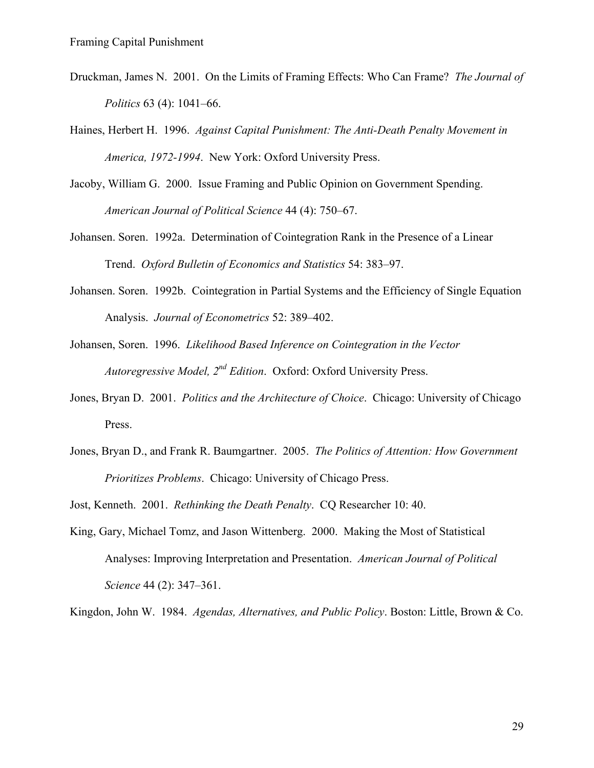Druckman, James N. 2001. On the Limits of Framing Effects: Who Can Frame? *The Journal of Politics* 63 (4): 1041–66.

Haines, Herbert H. 1996. *Against Capital Punishment: The Anti-Death Penalty Movement in America, 1972-1994*. New York: Oxford University Press.

Jacoby, William G. 2000. Issue Framing and Public Opinion on Government Spending. *American Journal of Political Science* 44 (4): 750–67.

Johansen. Soren. 1992a. Determination of Cointegration Rank in the Presence of a Linear Trend. *Oxford Bulletin of Economics and Statistics* 54: 383–97.

Johansen. Soren. 1992b. Cointegration in Partial Systems and the Efficiency of Single Equation Analysis. *Journal of Econometrics* 52: 389–402.

Johansen, Soren. 1996. *Likelihood Based Inference on Cointegration in the Vector Autoregressive Model, 2nd Edition*. Oxford: Oxford University Press.

Jones, Bryan D. 2001. *Politics and the Architecture of Choice*. Chicago: University of Chicago Press.

Jones, Bryan D., and Frank R. Baumgartner. 2005. *The Politics of Attention: How Government Prioritizes Problems*. Chicago: University of Chicago Press.

Jost, Kenneth. 2001. *Rethinking the Death Penalty*. CQ Researcher 10: 40.

King, Gary, Michael Tomz, and Jason Wittenberg. 2000. Making the Most of Statistical Analyses: Improving Interpretation and Presentation. *American Journal of Political Science* 44 (2): 347–361.

Kingdon, John W. 1984. *Agendas, Alternatives, and Public Policy*. Boston: Little, Brown & Co.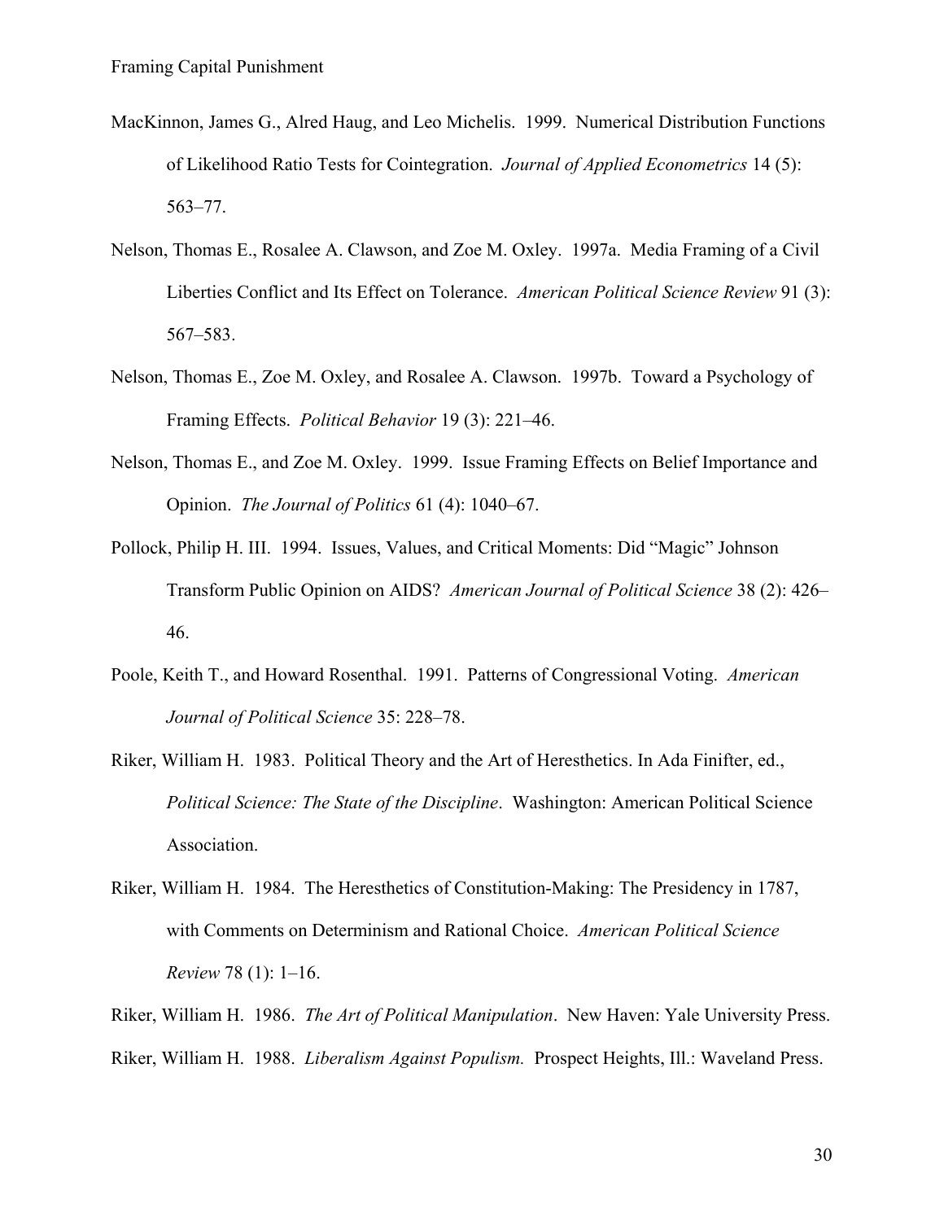MacKinnon, James G., Alred Haug, and Leo Michelis. 1999. Numerical Distribution Functions of Likelihood Ratio Tests for Cointegration. *Journal of Applied Econometrics* 14 (5): 563–77.

Nelson, Thomas E., Rosalee A. Clawson, and Zoe M. Oxley. 1997a. Media Framing of a Civil Liberties Conflict and Its Effect on Tolerance. *American Political Science Review* 91 (3): 567–583.

Nelson, Thomas E., Zoe M. Oxley, and Rosalee A. Clawson. 1997b. Toward a Psychology of Framing Effects. *Political Behavior* 19 (3): 221–46.

Nelson, Thomas E., and Zoe M. Oxley. 1999. Issue Framing Effects on Belief Importance and Opinion. *The Journal of Politics* 61 (4): 1040–67.

Pollock, Philip H. III. 1994. Issues, Values, and Critical Moments: Did "Magic" Johnson Transform Public Opinion on AIDS? *American Journal of Political Science* 38 (2): 426–46.

Poole, Keith T., and Howard Rosenthal. 1991. Patterns of Congressional Voting. *American Journal of Political Science* 35: 228–78.

Riker, William H. 1983. Political Theory and the Art of Heresthetics. In Ada Finifter, ed., *Political Science: The State of the Discipline*. Washington: American Political Science Association.

Riker, William H. 1984. The Heresthetics of Constitution-Making: The Presidency in 1787, with Comments on Determinism and Rational Choice. *American Political Science Review* 78 (1): 1–16.

Riker, William H. 1986. *The Art of Political Manipulation*. New Haven: Yale University Press.

Riker, William H. 1988. *Liberalism Against Populism.* Prospect Heights, Ill.: Waveland Press.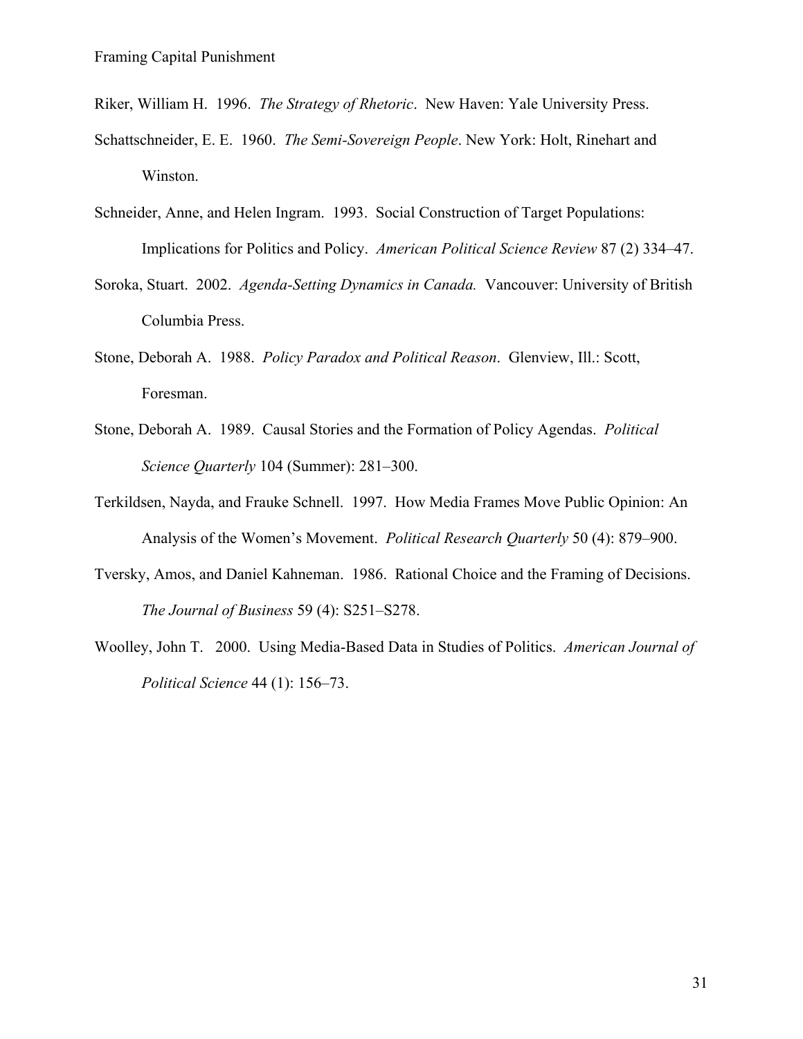Riker, William H. 1996. *The Strategy of Rhetoric*. New Haven: Yale University Press.

Schattschneider, E. E. 1960. *The Semi-Sovereign People*. New York: Holt, Rinehart and Winston.

Schneider, Anne, and Helen Ingram. 1993. Social Construction of Target Populations: Implications for Politics and Policy. *American Political Science Review* 87 (2) 334–47.

Soroka, Stuart. 2002. *Agenda-Setting Dynamics in Canada.* Vancouver: University of British Columbia Press.

Stone, Deborah A. 1988. *Policy Paradox and Political Reason*. Glenview, Ill.: Scott, Foresman.

Stone, Deborah A. 1989. Causal Stories and the Formation of Policy Agendas. *Political Science Quarterly* 104 (Summer): 281–300.

Terkildsen, Nayda, and Frauke Schnell. 1997. How Media Frames Move Public Opinion: An Analysis of the Women's Movement. *Political Research Quarterly* 50 (4): 879–900.

Tversky, Amos, and Daniel Kahneman. 1986. Rational Choice and the Framing of Decisions. *The Journal of Business* 59 (4): S251–S278.

Woolley, John T. 2000. Using Media-Based Data in Studies of Politics. *American Journal of Political Science* 44 (1): 156–73.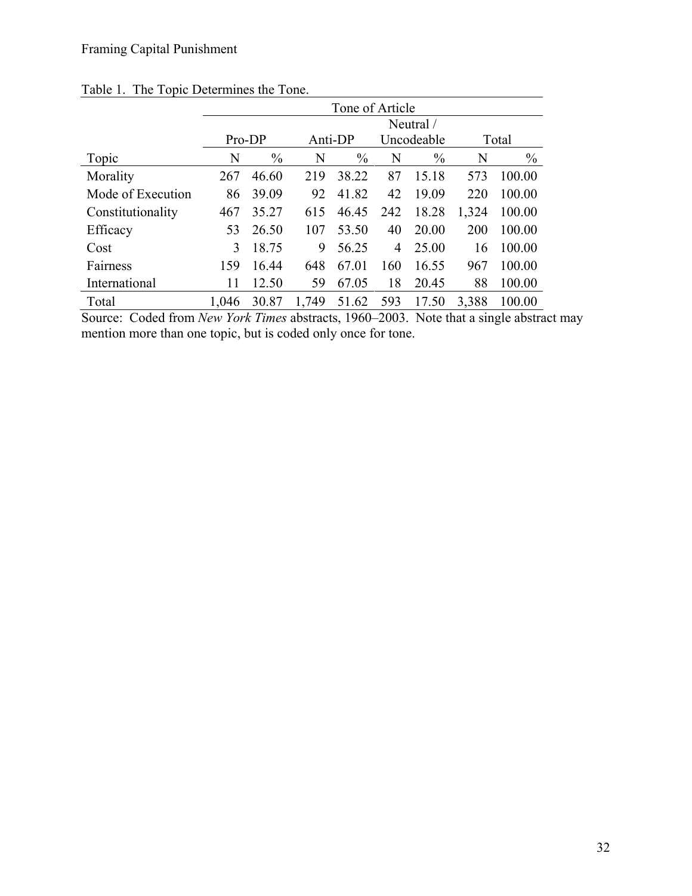Table 1. The Topic Determines the Tone.

| | Tone of Article | | | | | | | |
|---|---|---|---|---|---|---|---|---|
| | Pro-DP | | Anti-DP | | Neutral / Uncodeable | | Total | |
| Topic | N | % | N | % | N | % | N | % |
| Morality | 267 | 46.60 | 219 | 38.22 | 87 | 15.18 | 573 | 100.00 |
| Mode of Execution | 86 | 39.09 | 92 | 41.82 | 42 | 19.09 | 220 | 100.00 |
| Constitutionality | 467 | 35.27 | 615 | 46.45 | 242 | 18.28 | 1,324 | 100.00 |
| Efficacy | 53 | 26.50 | 107 | 53.50 | 40 | 20.00 | 200 | 100.00 |
| Cost | 3 | 18.75 | 9 | 56.25 | 4 | 25.00 | 16 | 100.00 |
| Fairness | 159 | 16.44 | 648 | 67.01 | 160 | 16.55 | 967 | 100.00 |
| International | 11 | 12.50 | 59 | 67.05 | 18 | 20.45 | 88 | 100.00 |
| Total | 1,046 | 30.87 | 1,749 | 51.62 | 593 | 17.50 | 3,388 | 100.00 |

Source: Coded from *New York Times* abstracts, 1960–2003. Note that a single abstract may mention more than one topic, but is coded only once for tone.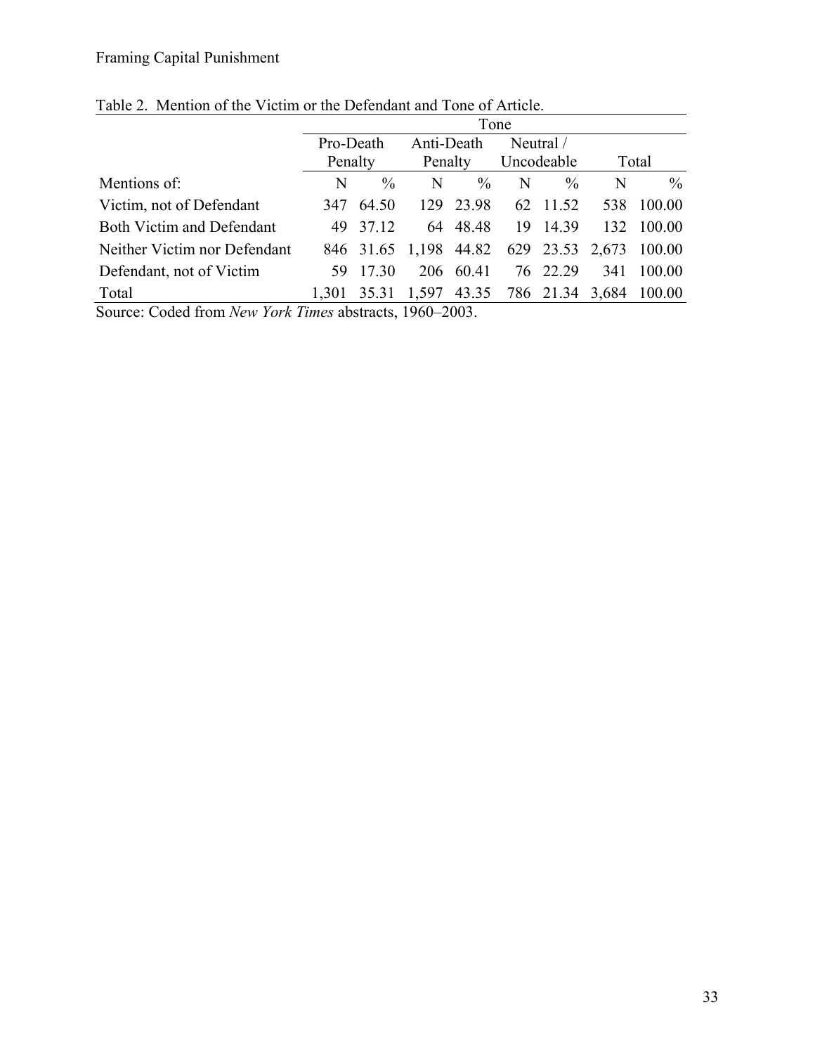Table 2. Mention of the Victim or the Defendant and Tone of Article.

| | Tone | | | | | | | |
|---|---|---|---|---|---|---|---|---|
| | Pro-Death Penalty | | Anti-Death Penalty | | Neutral / Uncodeable | | Total | |
| Mentions of: | N | % | N | % | N | % | N | % |
| Victim, not of Defendant | 347 | 64.50 | 129 | 23.98 | 62 | 11.52 | 538 | 100.00 |
| Both Victim and Defendant | 49 | 37.12 | 64 | 48.48 | 19 | 14.39 | 132 | 100.00 |
| Neither Victim nor Defendant | 846 | 31.65 | 1,198 | 44.82 | 629 | 23.53 | 2,673 | 100.00 |
| Defendant, not of Victim | 59 | 17.30 | 206 | 60.41 | 76 | 22.29 | 341 | 100.00 |
| Total | 1,301 | 35.31 | 1,597 | 43.35 | 786 | 21.34 | 3,684 | 100.00 |

Source: Coded from *New York Times* abstracts, 1960–2003.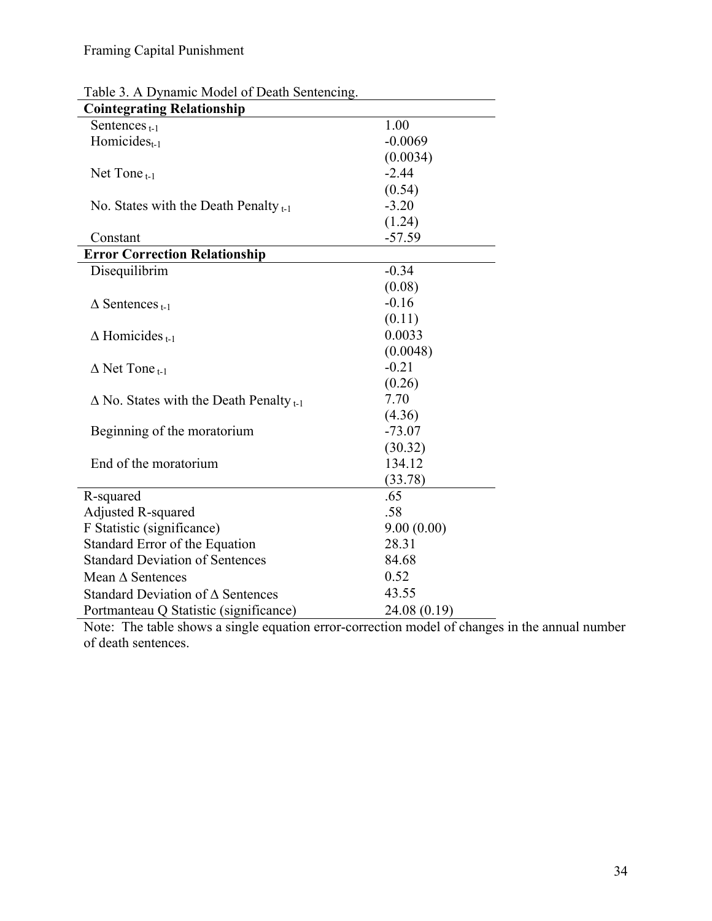Table 3. A Dynamic Model of Death Sentencing.

| **Cointegrating Relationship** | |
|---|---|
| Sentences $_{t-1}$ | 1.00 |
| Homicides$_{t-1}$ | -0.0069 |
| | (0.0034) |
| Net Tone $_{t-1}$ | -2.44 |
| | (0.54) |
| No. States with the Death Penalty $_{t-1}$ | -3.20 |
| | (1.24) |
| Constant | -57.59 |
| **Error Correction Relationship** | |
| Disequilibrim | -0.34 |
| | (0.08) |
| $\Delta$ Sentences $_{t-1}$ | -0.16 |
| | (0.11) |
| $\Delta$ Homicides $_{t-1}$ | 0.0033 |
| | (0.0048) |
| $\Delta$ Net Tone $_{t-1}$ | -0.21 |
| | (0.26) |
| $\Delta$ No. States with the Death Penalty $_{t-1}$ | 7.70 |
| | (4.36) |
| Beginning of the moratorium | -73.07 |
| | (30.32) |
| End of the moratorium | 134.12 |
| | (33.78) |
| R-squared | .65 |
| Adjusted R-squared | .58 |
| F Statistic (significance) | 9.00 (0.00) |
| Standard Error of the Equation | 28.31 |
| Standard Deviation of Sentences | 84.68 |
| Mean $\Delta$ Sentences | 0.52 |
| Standard Deviation of $\Delta$ Sentences | 43.55 |
| Portmanteau Q Statistic (significance) | 24.08 (0.19) |

Note: The table shows a single equation error-correction model of changes in the annual number of death sentences.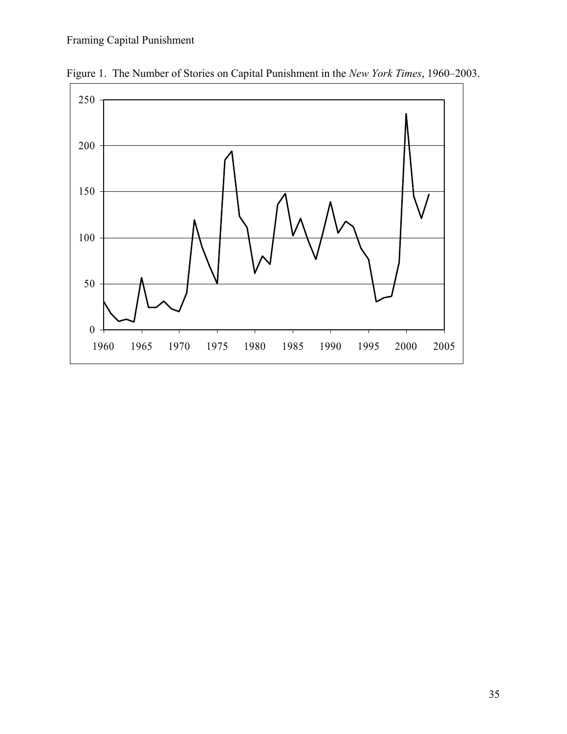Figure 1. The Number of Stories on Capital Punishment in the *New York Times*, 1960–2003.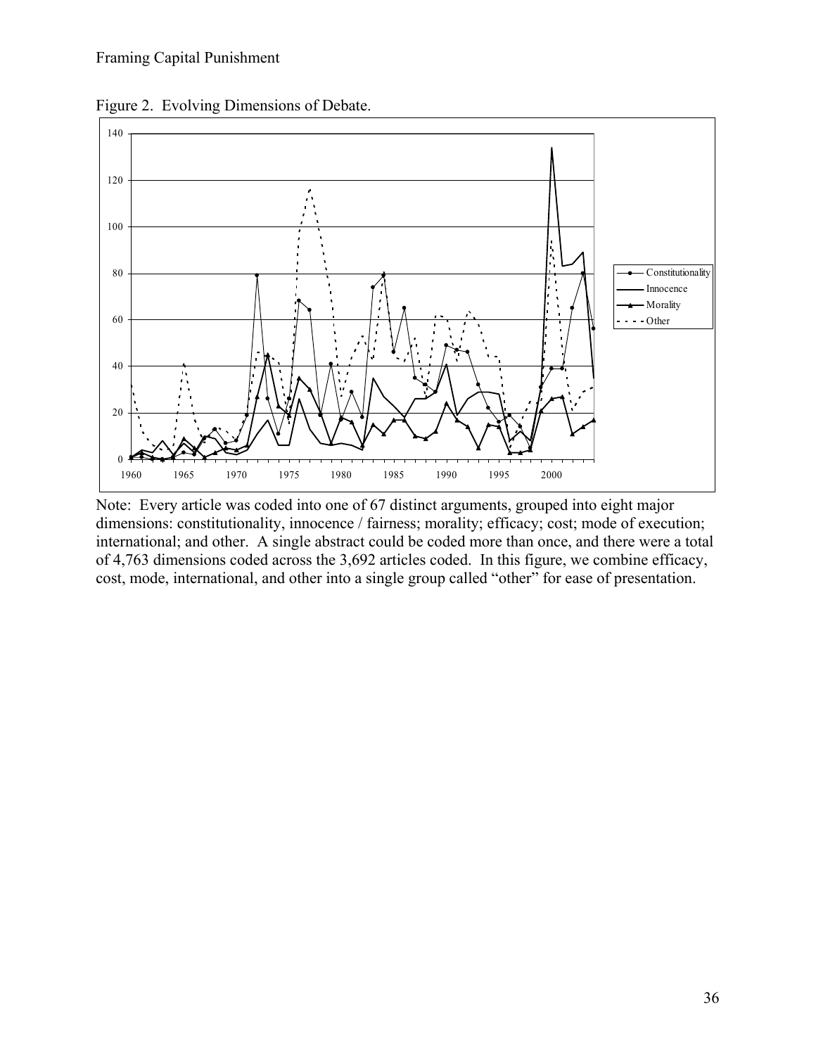Figure 2. Evolving Dimensions of Debate.

Note: Every article was coded into one of 67 distinct arguments, grouped into eight major dimensions: constitutionality, innocence / fairness; morality; efficacy; cost; mode of execution; international; and other. A single abstract could be coded more than once, and there were a total of 4,763 dimensions coded across the 3,692 articles coded. In this figure, we combine efficacy, cost, mode, international, and other into a single group called "other" for ease of presentation.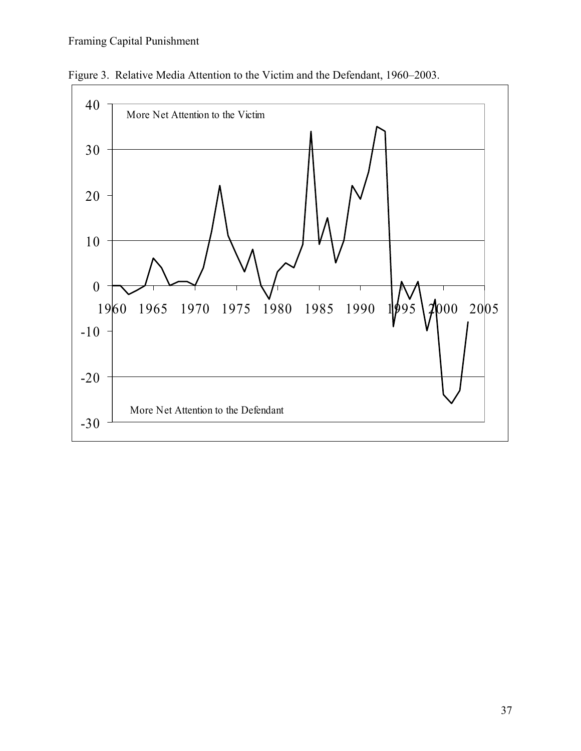Figure 3. Relative Media Attention to the Victim and the Defendant, 1960–2003.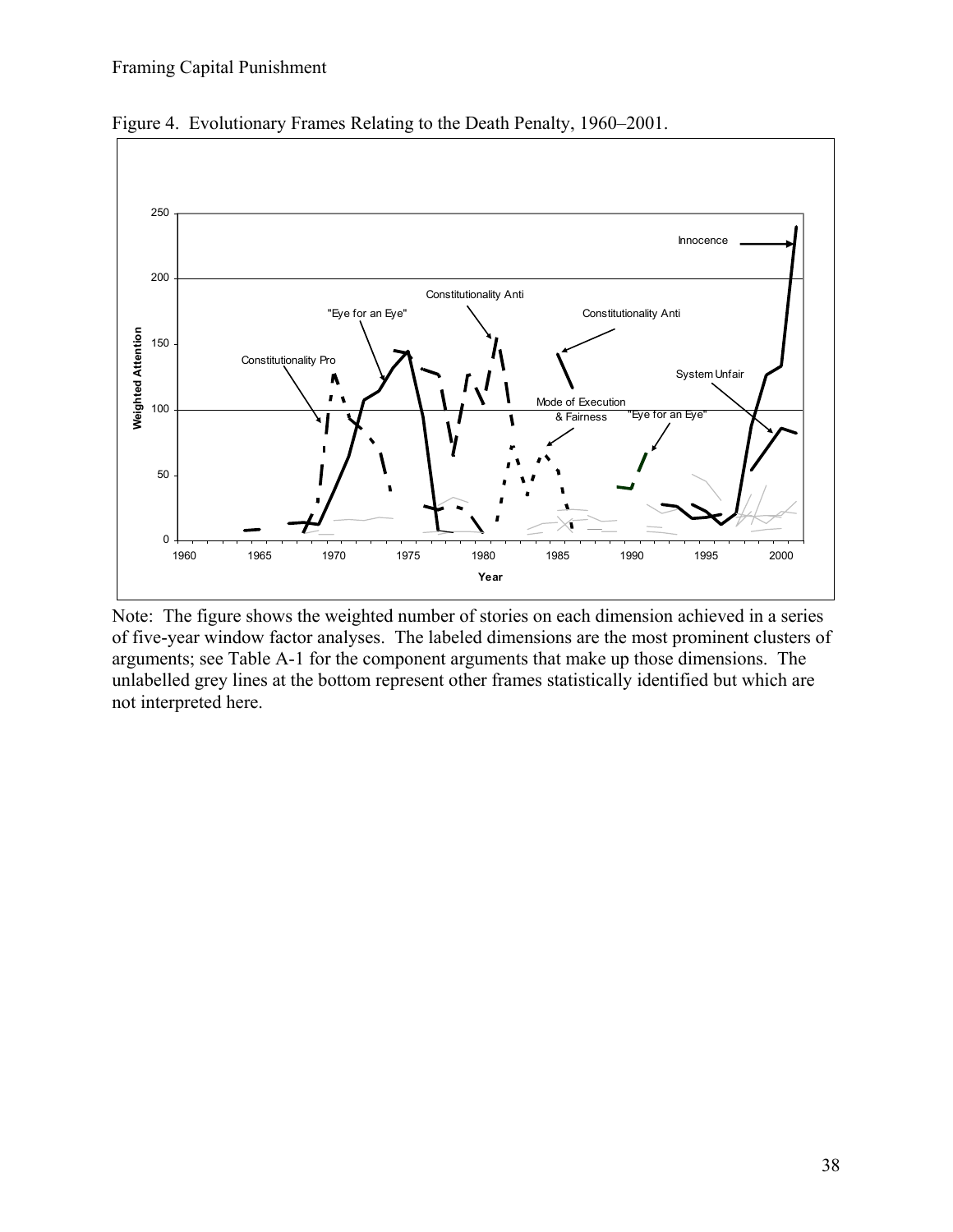Figure 4. Evolutionary Frames Relating to the Death Penalty, 1960–2001.

Note: The figure shows the weighted number of stories on each dimension achieved in a series of five-year window factor analyses. The labeled dimensions are the most prominent clusters of arguments; see Table A-1 for the component arguments that make up those dimensions. The unlabelled grey lines at the bottom represent other frames statistically identified but which are not interpreted here.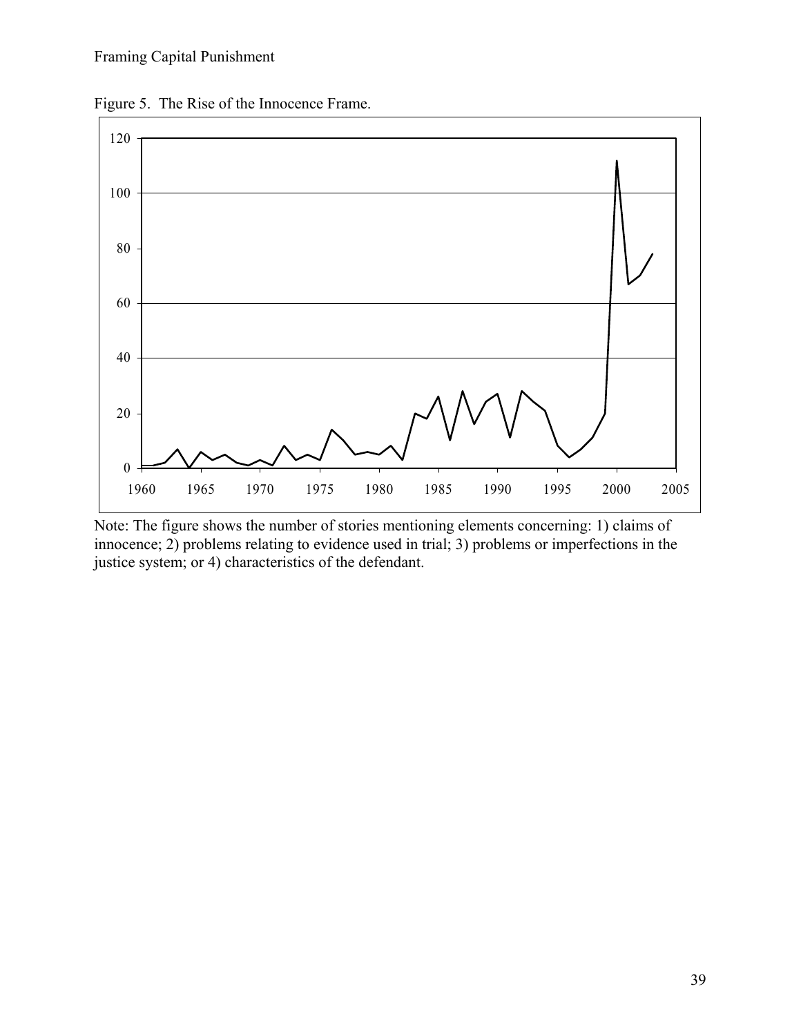Figure 5. The Rise of the Innocence Frame.

Note: The figure shows the number of stories mentioning elements concerning: 1) claims of innocence; 2) problems relating to evidence used in trial; 3) problems or imperfections in the justice system; or 4) characteristics of the defendant.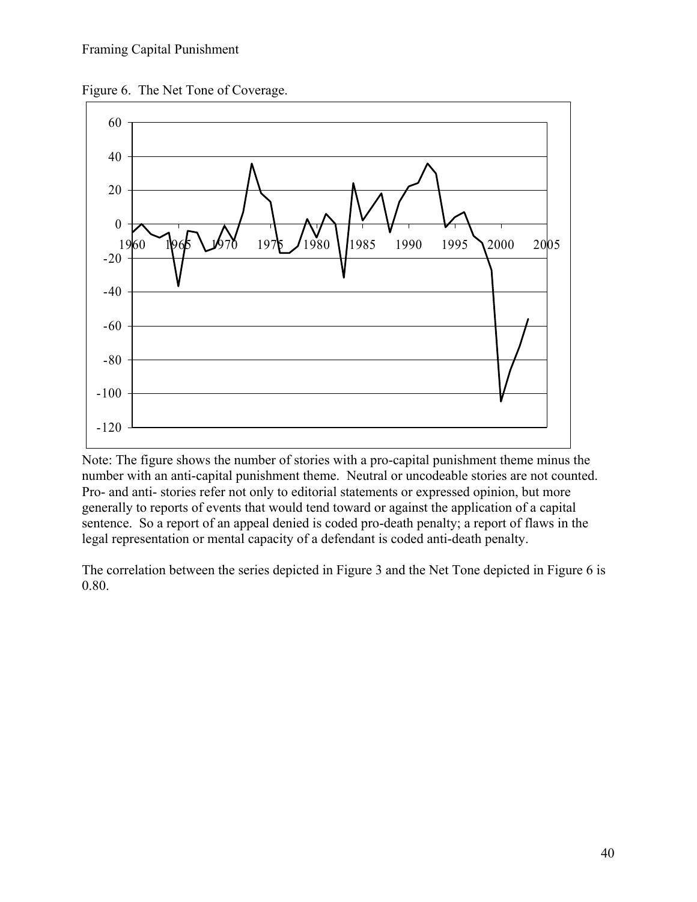Figure 6. The Net Tone of Coverage.

Note: The figure shows the number of stories with a pro-capital punishment theme minus the number with an anti-capital punishment theme. Neutral or uncodeable stories are not counted. Pro- and anti- stories refer not only to editorial statements or expressed opinion, but more generally to reports of events that would tend toward or against the application of a capital sentence. So a report of an appeal denied is coded pro-death penalty; a report of flaws in the legal representation or mental capacity of a defendant is coded anti-death penalty.

The correlation between the series depicted in Figure 3 and the Net Tone depicted in Figure 6 is 0.80.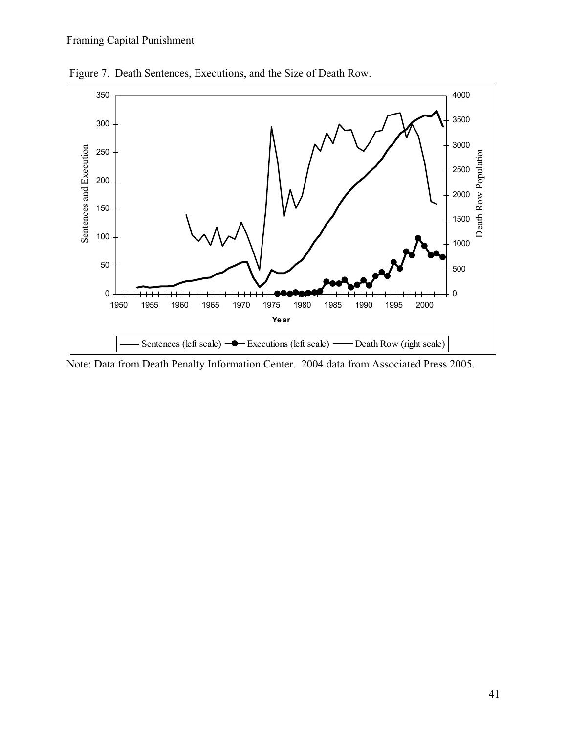Figure 7. Death Sentences, Executions, and the Size of Death Row.

Note: Data from Death Penalty Information Center. 2004 data from Associated Press 2005.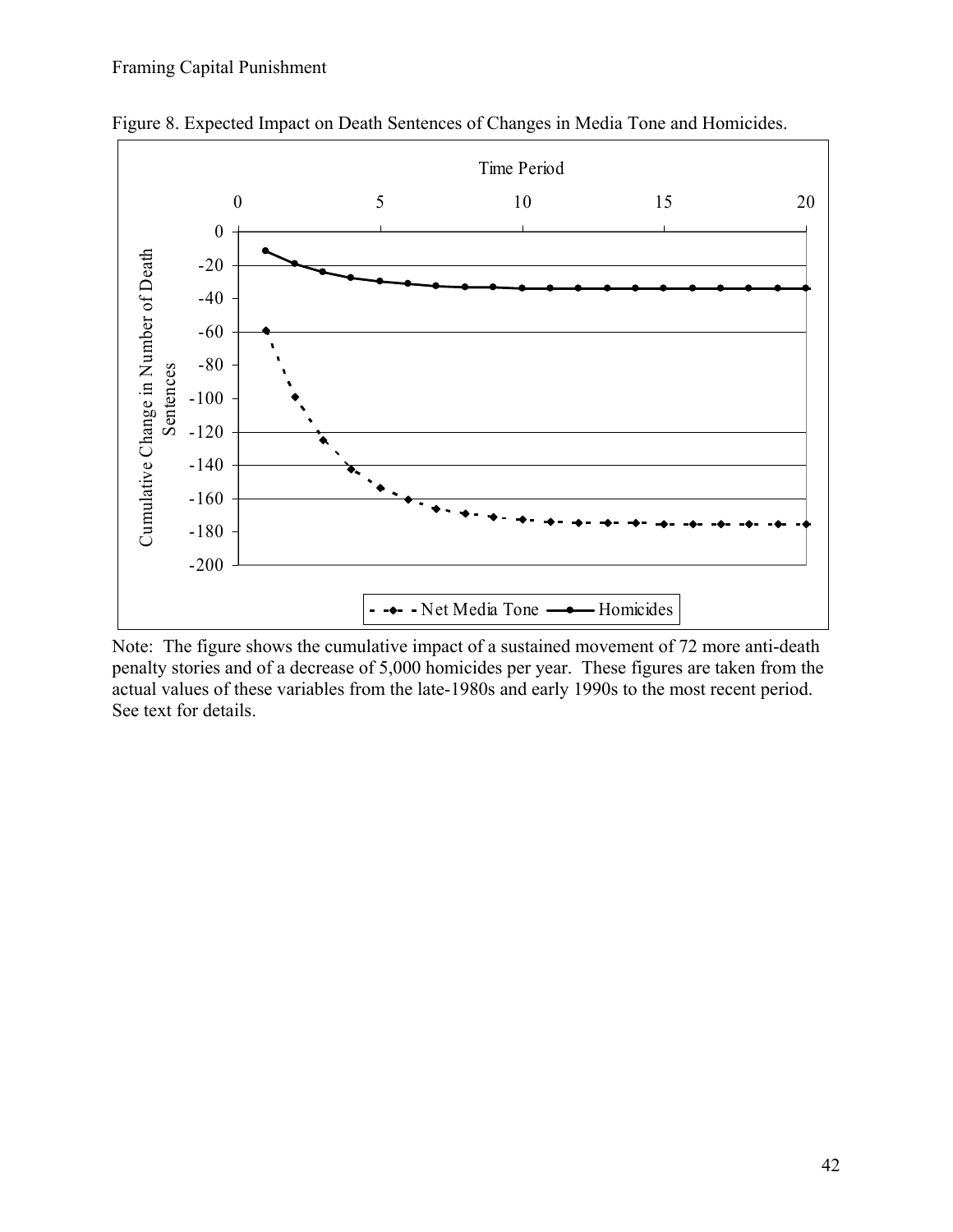Figure 8. Expected Impact on Death Sentences of Changes in Media Tone and Homicides.

Note: The figure shows the cumulative impact of a sustained movement of 72 more anti-death penalty stories and of a decrease of 5,000 homicides per year. These figures are taken from the actual values of these variables from the late-1980s and early 1990s to the most recent period. See text for details.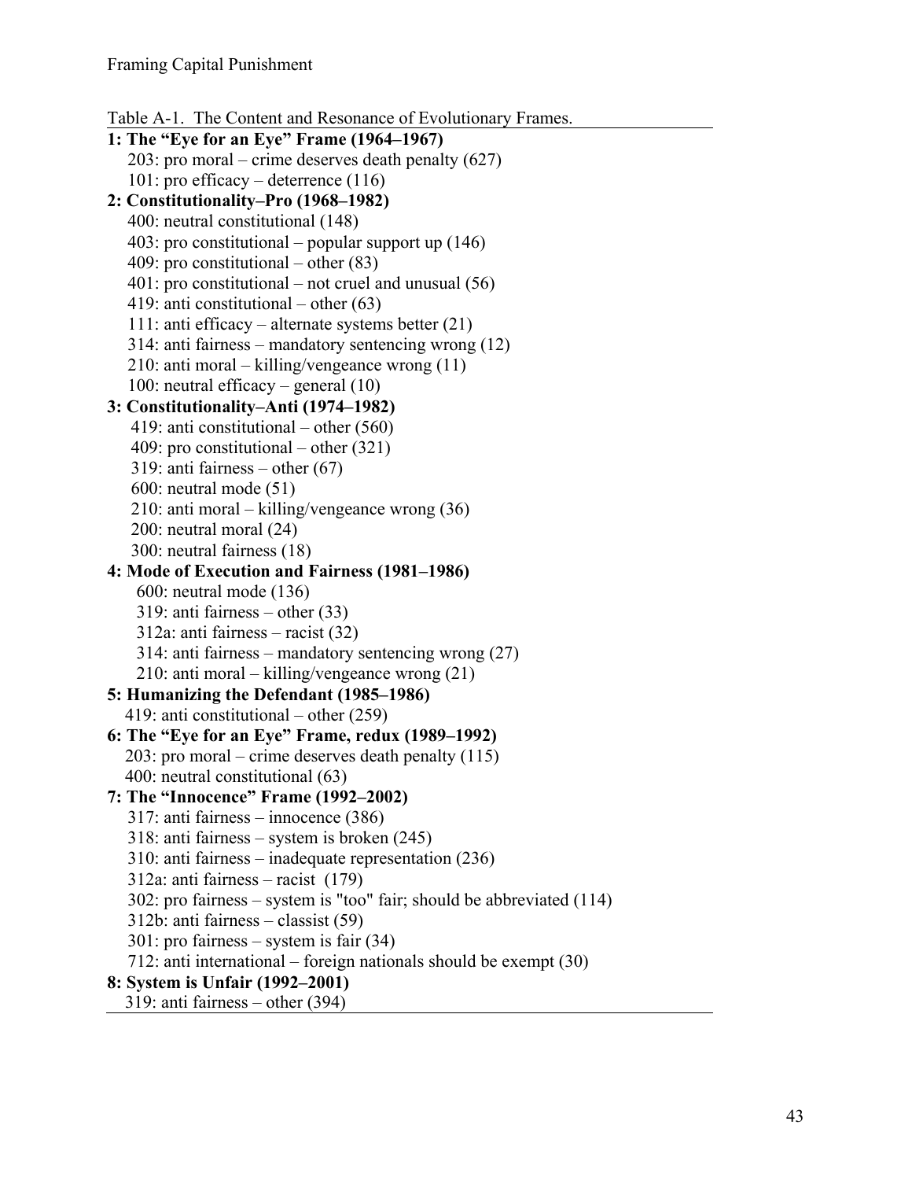Table A-1. The Content and Resonance of Evolutionary Frames.

**1: The "Eye for an Eye" Frame (1964–1967)**
- 203: pro moral – crime deserves death penalty (627)
- 101: pro efficacy – deterrence (116)

**2: Constitutionality–Pro (1968–1982)**
- 400: neutral constitutional (148)
- 403: pro constitutional – popular support up (146)
- 409: pro constitutional – other (83)
- 401: pro constitutional – not cruel and unusual (56)
- 419: anti constitutional – other (63)
- 111: anti efficacy – alternate systems better (21)
- 314: anti fairness – mandatory sentencing wrong (12)
- 210: anti moral – killing/vengeance wrong (11)
- 100: neutral efficacy – general (10)

**3: Constitutionality–Anti (1974–1982)**
- 419: anti constitutional – other (560)
- 409: pro constitutional – other (321)
- 319: anti fairness – other (67)
- 600: neutral mode (51)
- 210: anti moral – killing/vengeance wrong (36)
- 200: neutral moral (24)
- 300: neutral fairness (18)

**4: Mode of Execution and Fairness (1981–1986)**
- 600: neutral mode (136)
- 319: anti fairness – other (33)
- 312a: anti fairness – racist (32)
- 314: anti fairness – mandatory sentencing wrong (27)
- 210: anti moral – killing/vengeance wrong (21)

**5: Humanizing the Defendant (1985–1986)**
- 419: anti constitutional – other (259)

**6: The "Eye for an Eye" Frame, redux (1989–1992)**
- 203: pro moral – crime deserves death penalty (115)
- 400: neutral constitutional (63)

**7: The "Innocence" Frame (1992–2002)**
- 317: anti fairness – innocence (386)
- 318: anti fairness – system is broken (245)
- 310: anti fairness – inadequate representation (236)
- 312a: anti fairness – racist (179)
- 302: pro fairness – system is "too" fair; should be abbreviated (114)
- 312b: anti fairness – classist (59)
- 301: pro fairness – system is fair (34)
- 712: anti international – foreign nationals should be exempt (30)

**8: System is Unfair (1992–2001)**
- 319: anti fairness – other (394)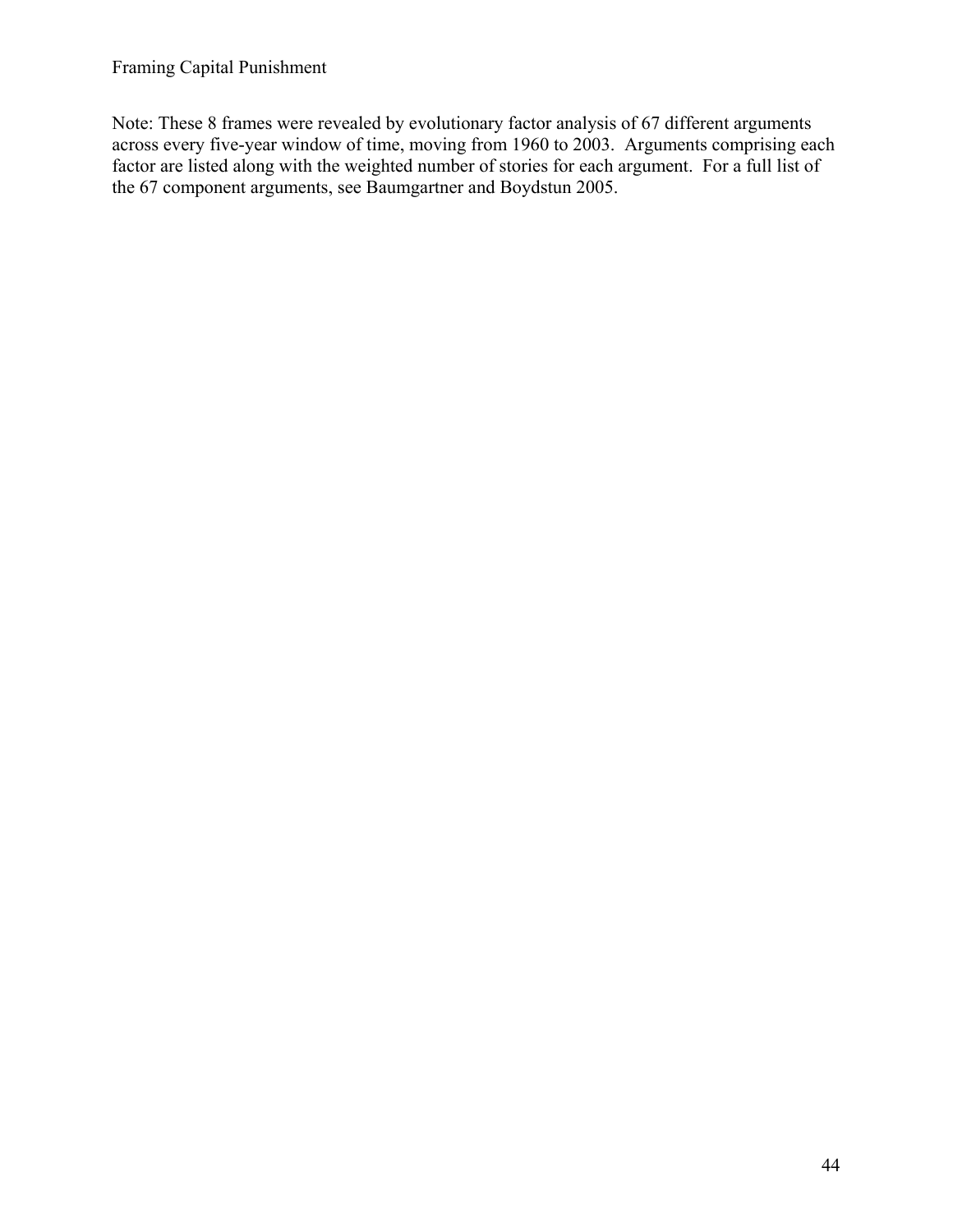Note: These 8 frames were revealed by evolutionary factor analysis of 67 different arguments across every five-year window of time, moving from 1960 to 2003. Arguments comprising each factor are listed along with the weighted number of stories for each argument. For a full list of the 67 component arguments, see Baumgartner and Boydstun 2005.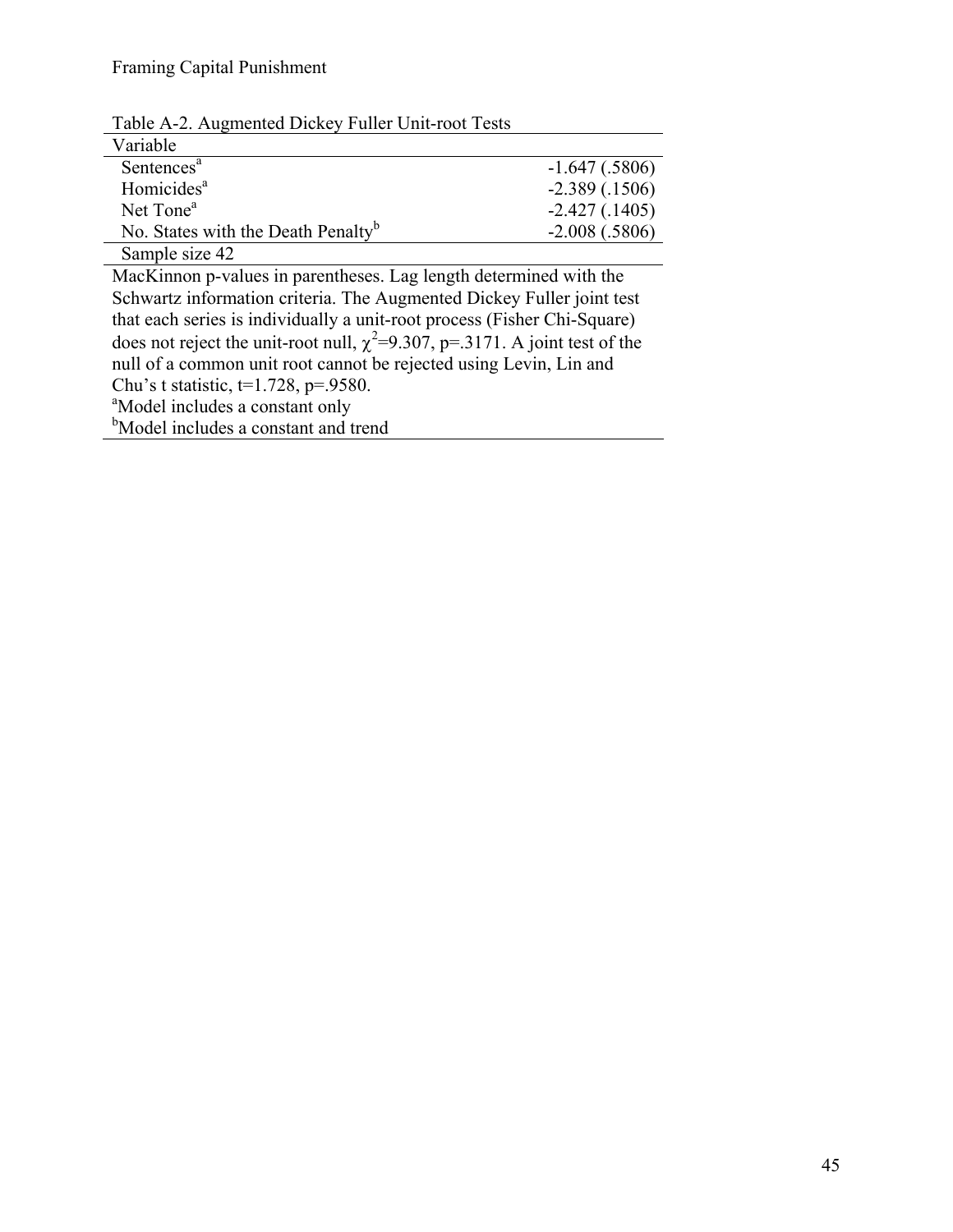Table A-2. Augmented Dickey Fuller Unit-root Tests

| Variable | |
|---|---|
| Sentences[a] | -1.647 (.5806) |
| Homicides[a] | -2.389 (.1506) |
| Net Tone[a] | -2.427 (.1405) |
| No. States with the Death Penalty[b] | -2.008 (.5806) |
| Sample size 42 | |

MacKinnon p-values in parentheses. Lag length determined with the Schwartz information criteria. The Augmented Dickey Fuller joint test that each series is individually a unit-root process (Fisher Chi-Square) does not reject the unit-root null, $\chi^2$=9.307, p=.3171. A joint test of the null of a common unit root cannot be rejected using Levin, Lin and Chu's t statistic, t=1.728, p=.9580.

[a]Model includes a constant only

[b]Model includes a constant and trend